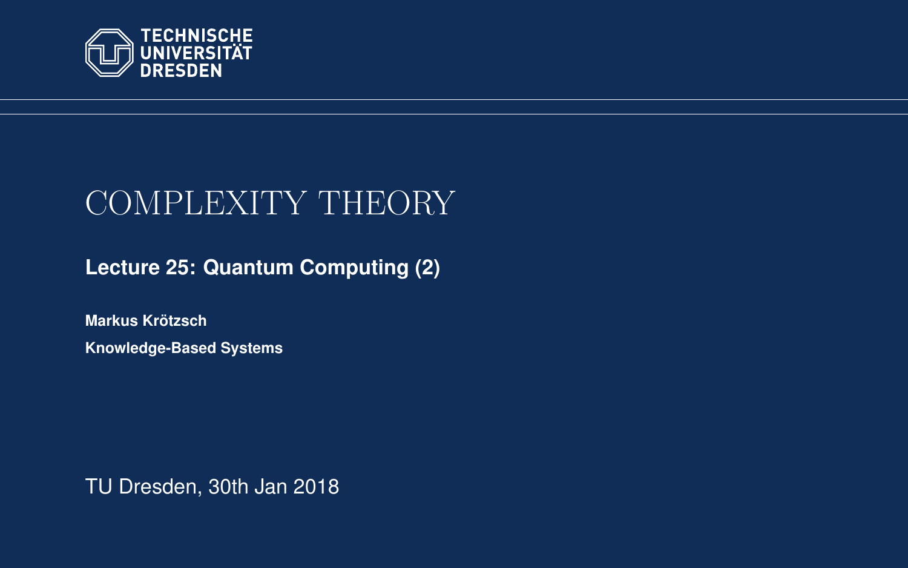TECHNISCHE UNIVERSITÄT DRESDEN

# COMPLEXITY THEORY

## Lecture 25: Quantum Computing (2)

**Markus Krötzsch**

**Knowledge-Based Systems**

TU Dresden, 30th Jan 2018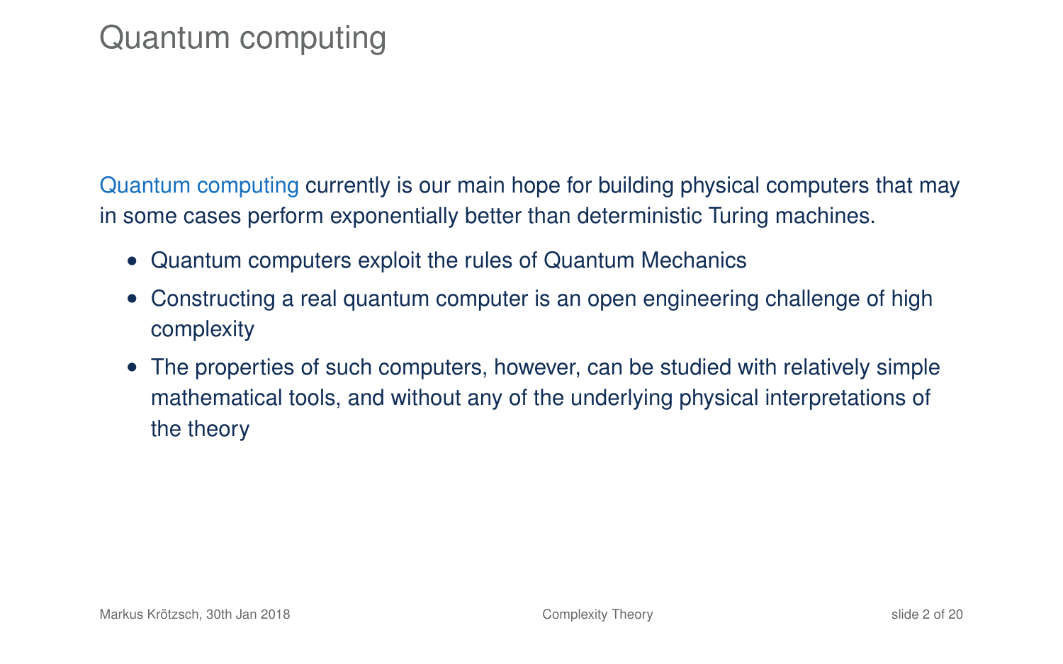# Quantum computing

Quantum computing currently is our main hope for building physical computers that may in some cases perform exponentially better than deterministic Turing machines.

- Quantum computers exploit the rules of Quantum Mechanics
- Constructing a real quantum computer is an open engineering challenge of high complexity
- The properties of such computers, however, can be studied with relatively simple mathematical tools, and without any of the underlying physical interpretations of the theory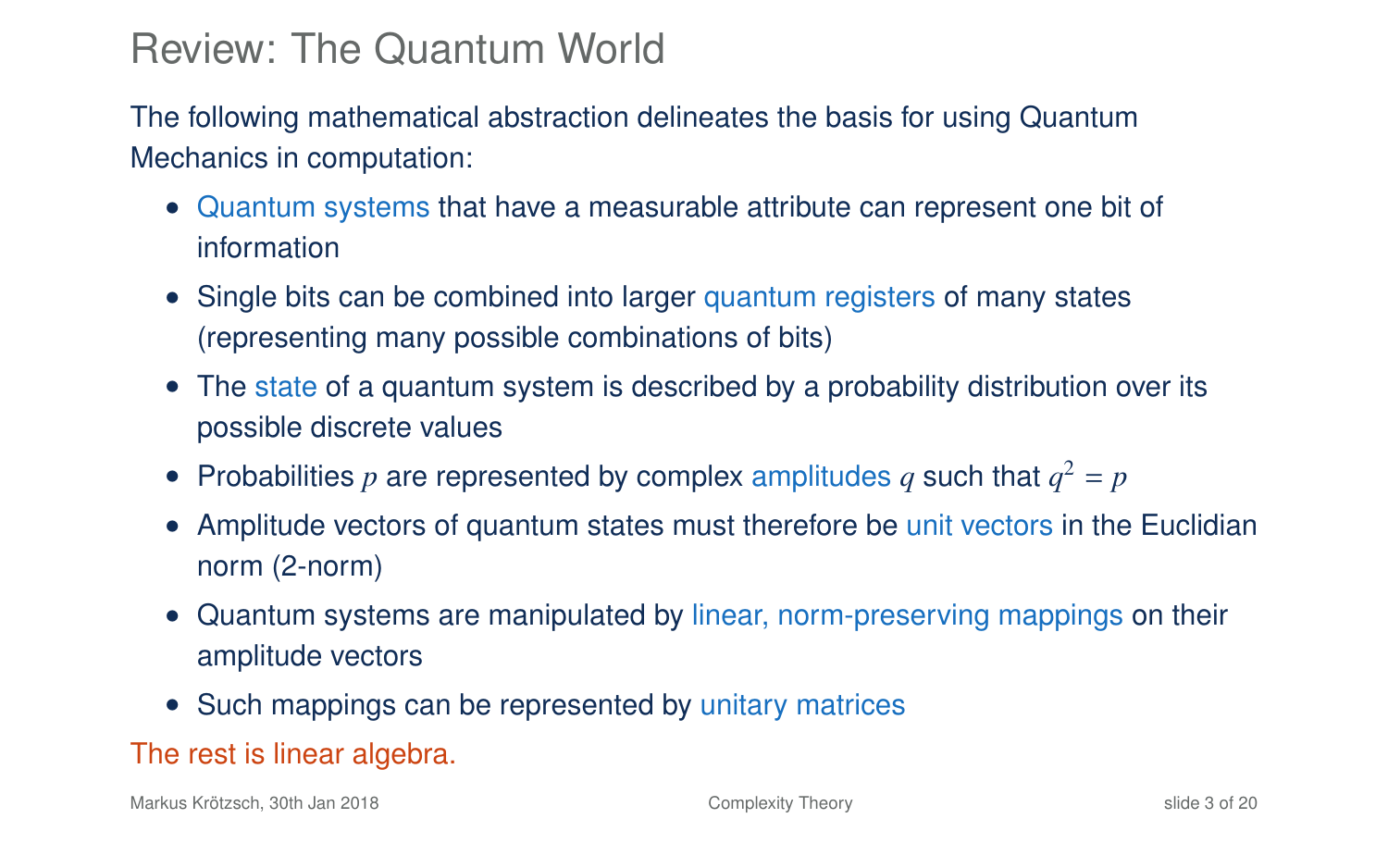# Review: The Quantum World

The following mathematical abstraction delineates the basis for using Quantum Mechanics in computation:

- Quantum systems that have a measurable attribute can represent one bit of information
- Single bits can be combined into larger quantum registers of many states (representing many possible combinations of bits)
- The state of a quantum system is described by a probability distribution over its possible discrete values
- Probabilities $p$ are represented by complex amplitudes $q$ such that $q^2 = p$
- Amplitude vectors of quantum states must therefore be unit vectors in the Euclidian norm (2-norm)
- Quantum systems are manipulated by linear, norm-preserving mappings on their amplitude vectors
- Such mappings can be represented by unitary matrices

The rest is linear algebra.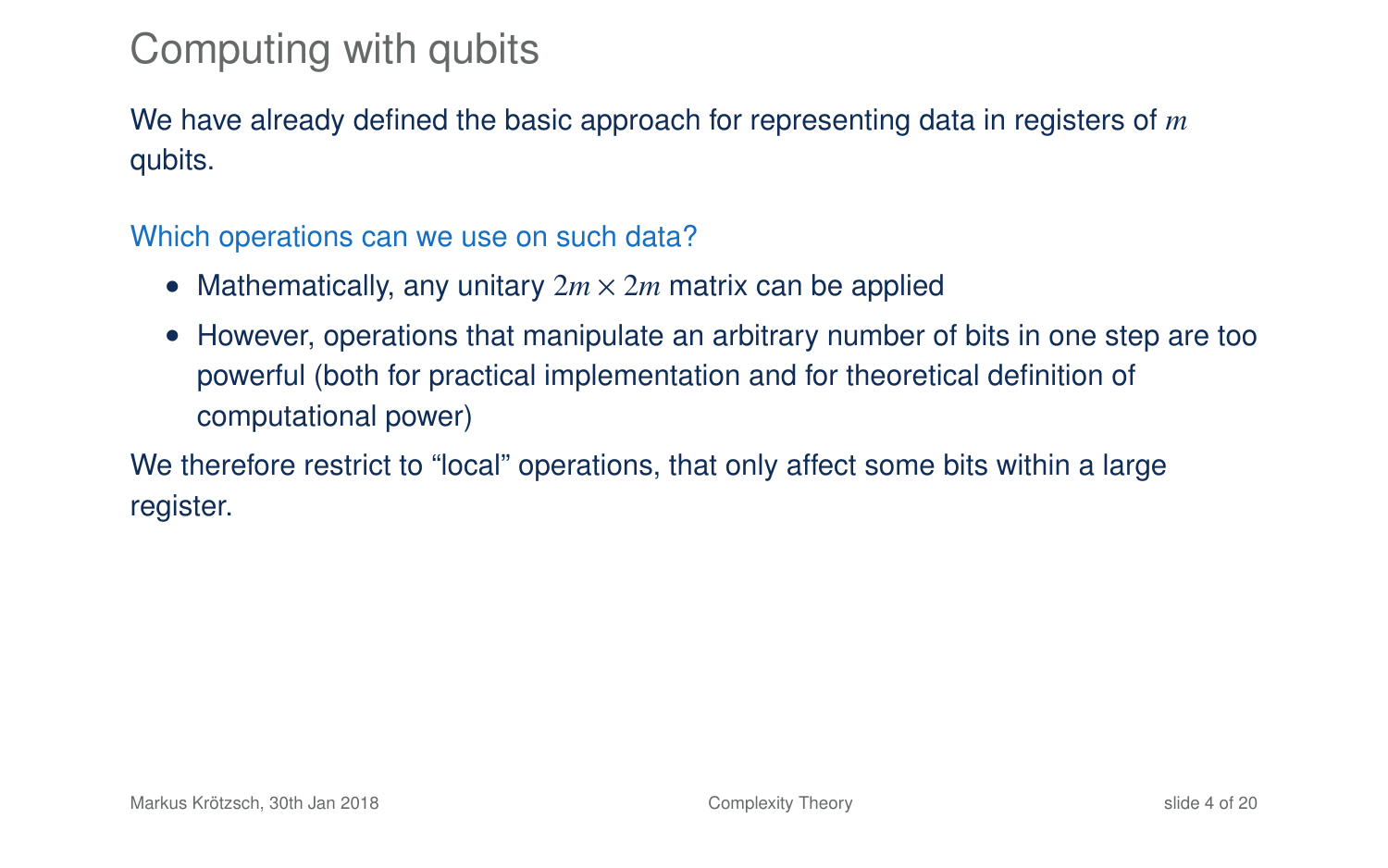# Computing with qubits

We have already defined the basic approach for representing data in registers of $m$ qubits.

Which operations can we use on such data?

- Mathematically, any unitary $2m \times 2m$ matrix can be applied
- However, operations that manipulate an arbitrary number of bits in one step are too powerful (both for practical implementation and for theoretical definition of computational power)

We therefore restrict to "local" operations, that only affect some bits within a large register.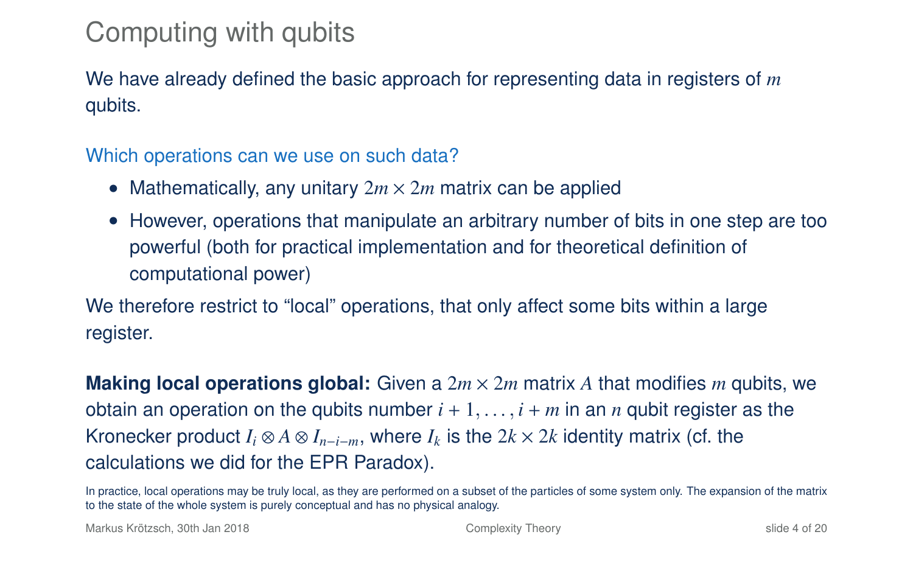# Computing with qubits

We have already defined the basic approach for representing data in registers of $m$ qubits.

Which operations can we use on such data?

- Mathematically, any unitary $2m \times 2m$ matrix can be applied
- However, operations that manipulate an arbitrary number of bits in one step are too powerful (both for practical implementation and for theoretical definition of computational power)

We therefore restrict to "local" operations, that only affect some bits within a large register.

**Making local operations global:** Given a $2m \times 2m$ matrix $A$ that modifies $m$ qubits, we obtain an operation on the qubits number $i + 1, \ldots, i + m$ in an $n$ qubit register as the Kronecker product $I_i \otimes A \otimes I_{n-i-m}$, where $I_k$ is the $2k \times 2k$ identity matrix (cf. the calculations we did for the EPR Paradox).

In practice, local operations may be truly local, as they are performed on a subset of the particles of some system only. The expansion of the matrix to the state of the whole system is purely conceptual and has no physical analogy.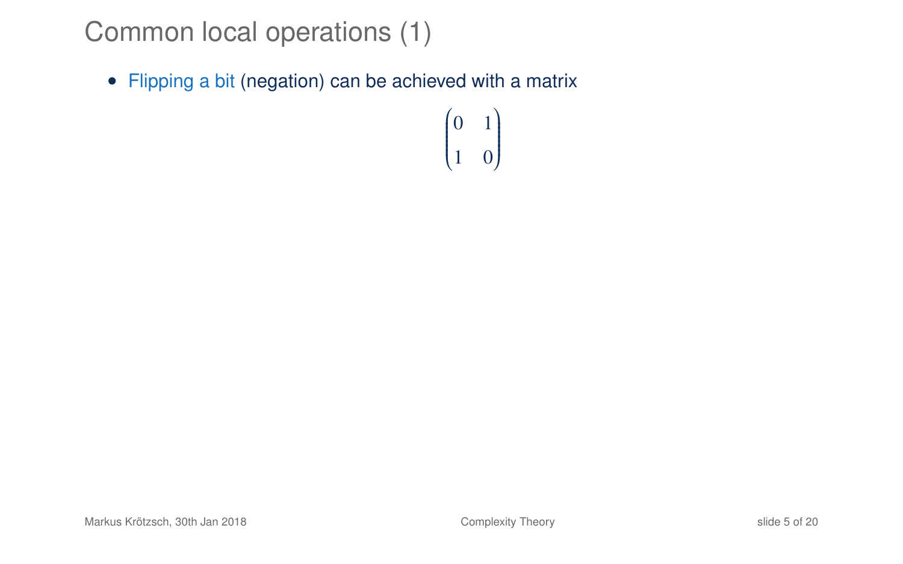# Common local operations (1)

- Flipping a bit (negation) can be achieved with a matrix

$$\begin{pmatrix} 0 & 1 \\ 1 & 0 \end{pmatrix}$$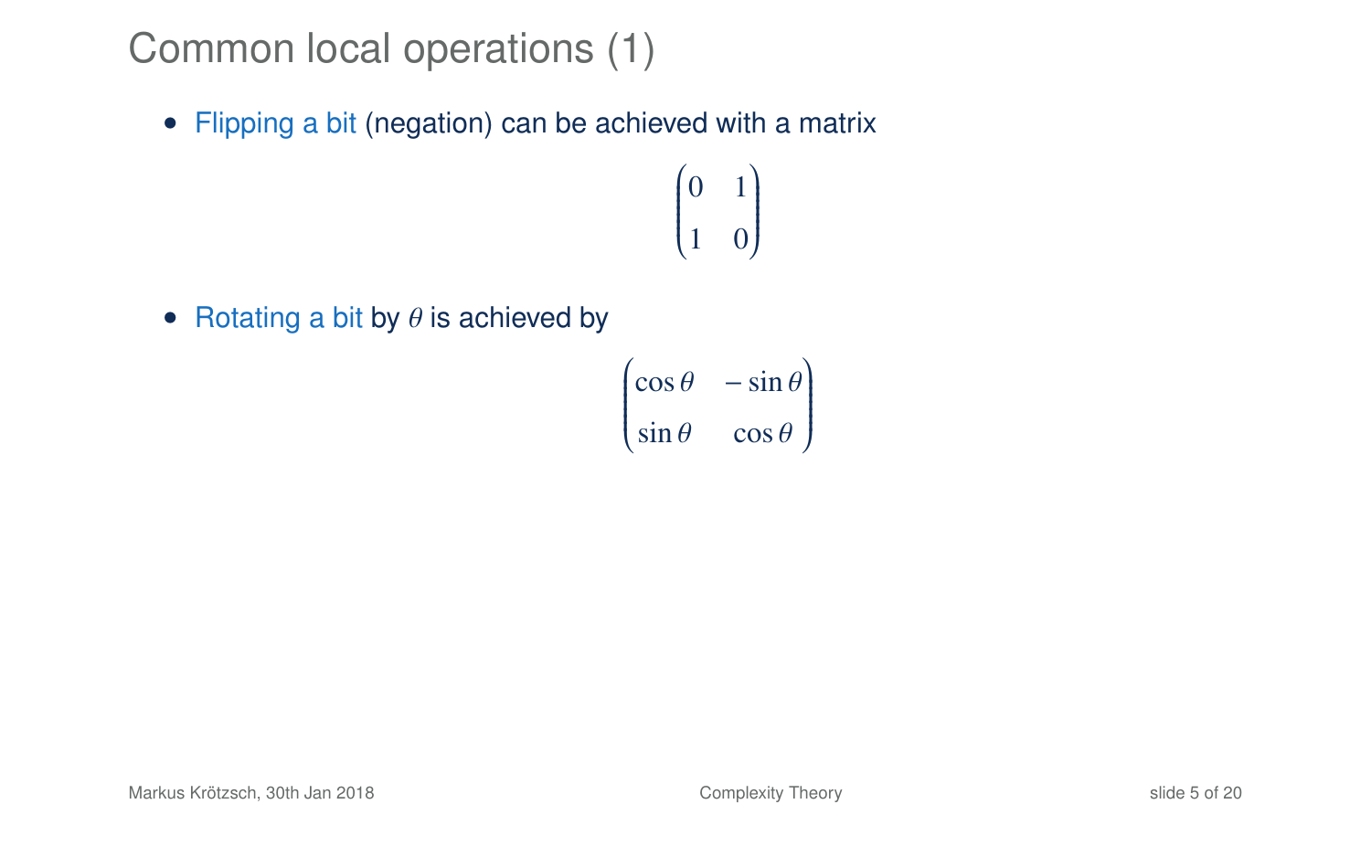# Common local operations (1)

- Flipping a bit (negation) can be achieved with a matrix

$$\begin{pmatrix} 0 & 1 \\ 1 & 0 \end{pmatrix}$$

- Rotating a bit by $\theta$ is achieved by

$$\begin{pmatrix} \cos\theta & -\sin\theta \\ \sin\theta & \cos\theta \end{pmatrix}$$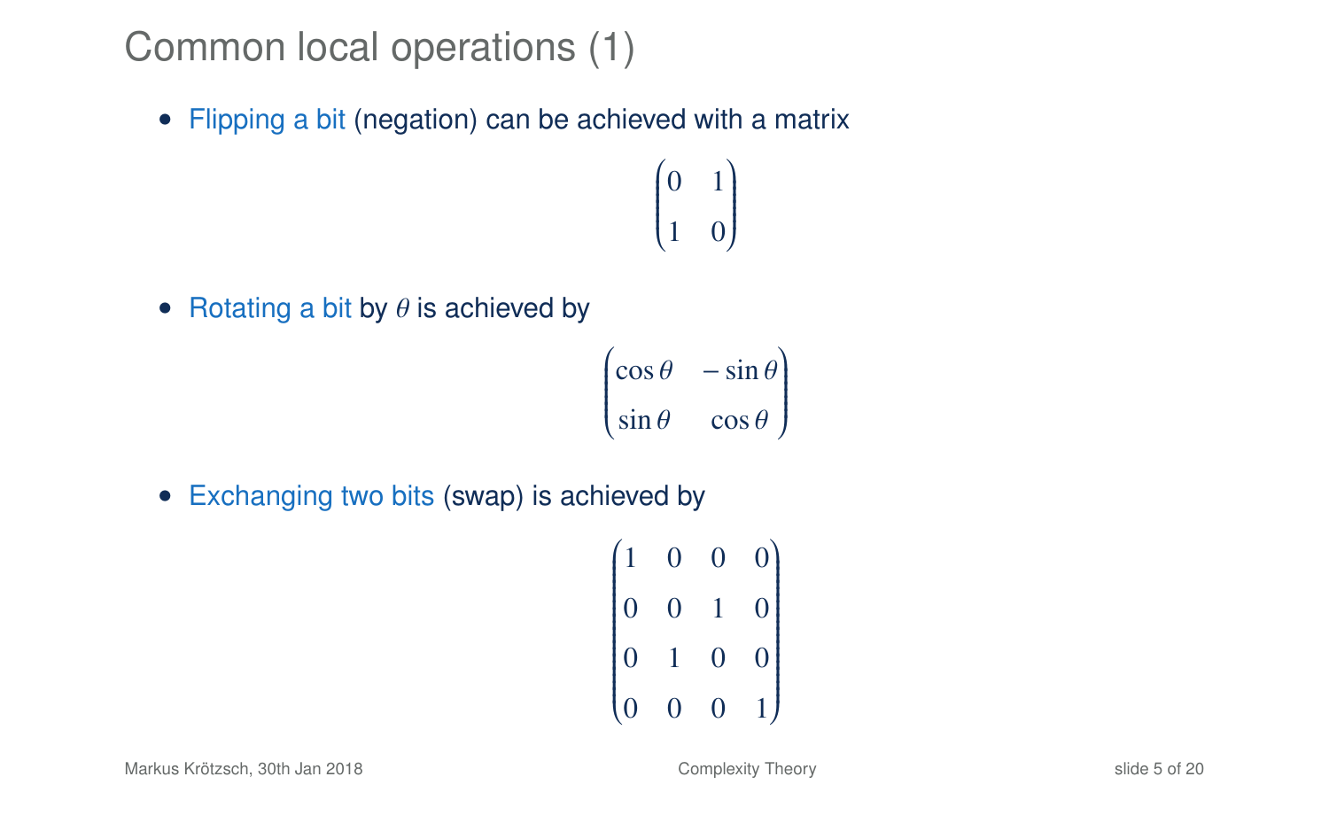# Common local operations (1)

- Flipping a bit (negation) can be achieved with a matrix

$$\begin{pmatrix} 0 & 1 \\ 1 & 0 \end{pmatrix}$$

- Rotating a bit by $\theta$ is achieved by

$$\begin{pmatrix} \cos\theta & -\sin\theta \\ \sin\theta & \cos\theta \end{pmatrix}$$

- Exchanging two bits (swap) is achieved by

$$\begin{pmatrix} 1 & 0 & 0 & 0 \\ 0 & 0 & 1 & 0 \\ 0 & 1 & 0 & 0 \\ 0 & 0 & 0 & 1 \end{pmatrix}$$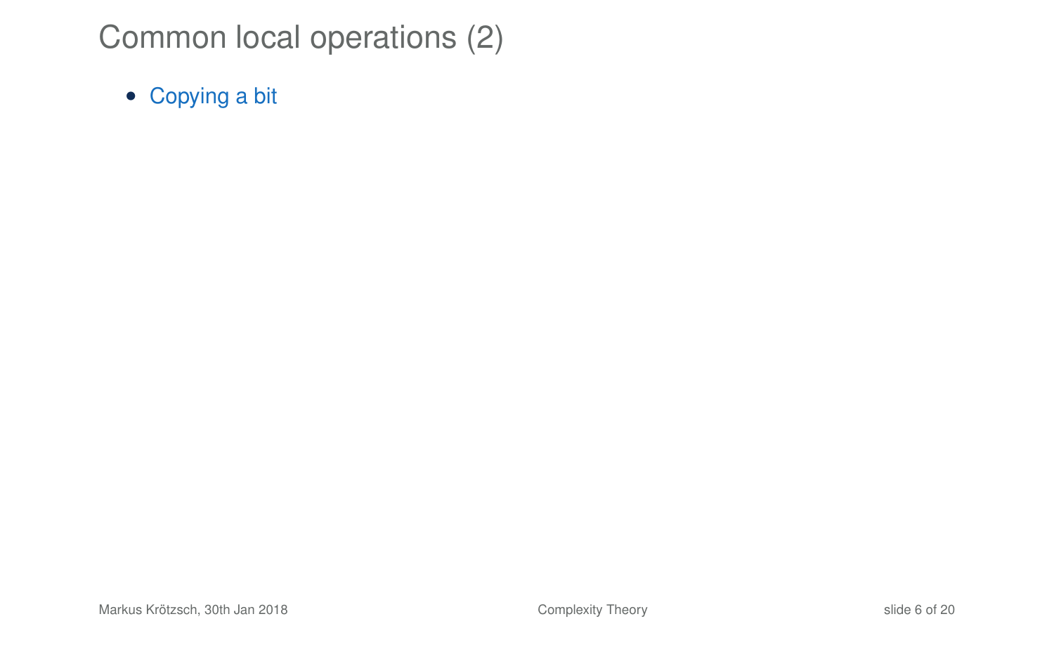# Common local operations (2)

- Copying a bit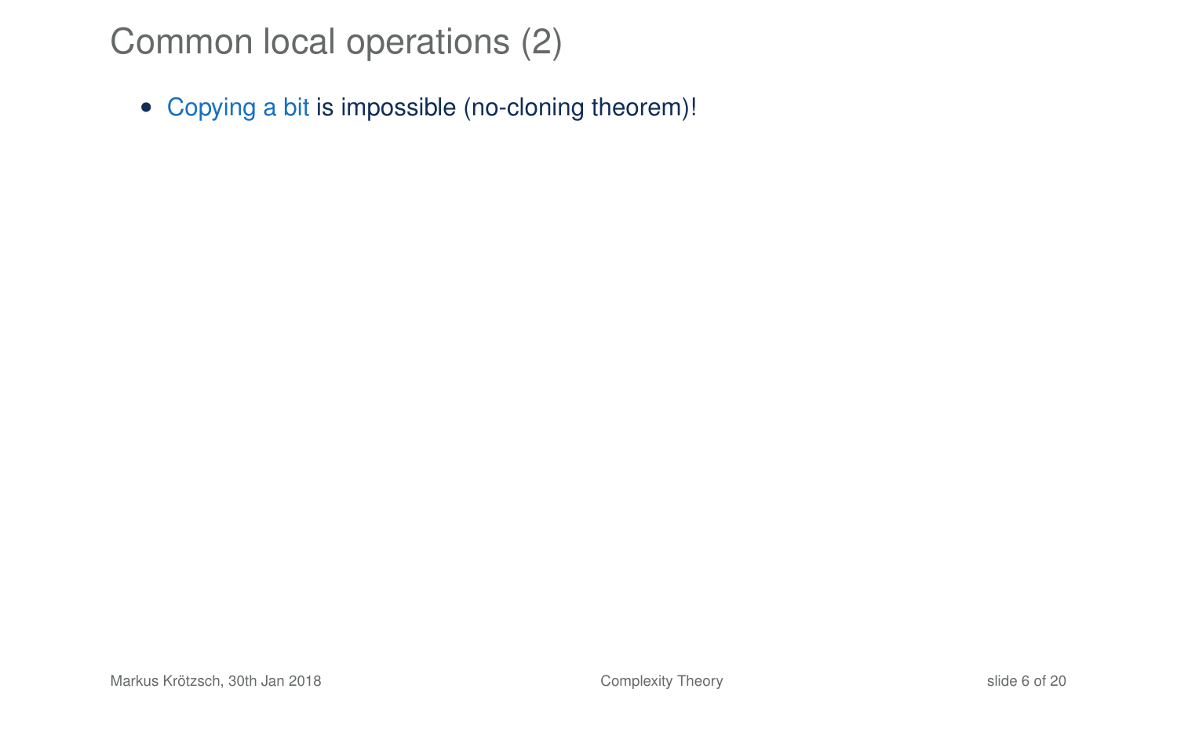# Common local operations (2)

- Copying a bit is impossible (no-cloning theorem)!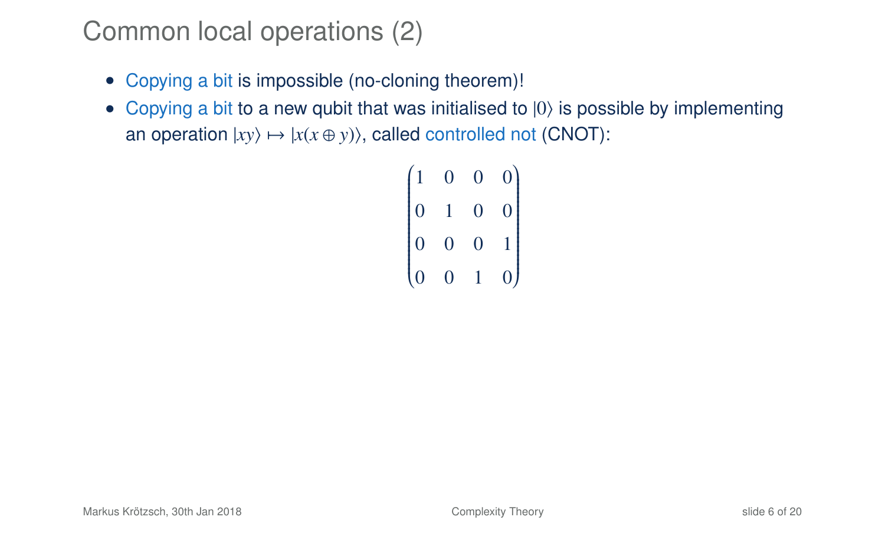# Common local operations (2)

- Copying a bit is impossible (no-cloning theorem)!
- Copying a bit to a new qubit that was initialised to $|0\rangle$ is possible by implementing an operation $|xy\rangle \mapsto |x(x \oplus y)\rangle$, called controlled not (CNOT):

$$\begin{pmatrix} 1 & 0 & 0 & 0 \\ 0 & 1 & 0 & 0 \\ 0 & 0 & 0 & 1 \\ 0 & 0 & 1 & 0 \end{pmatrix}$$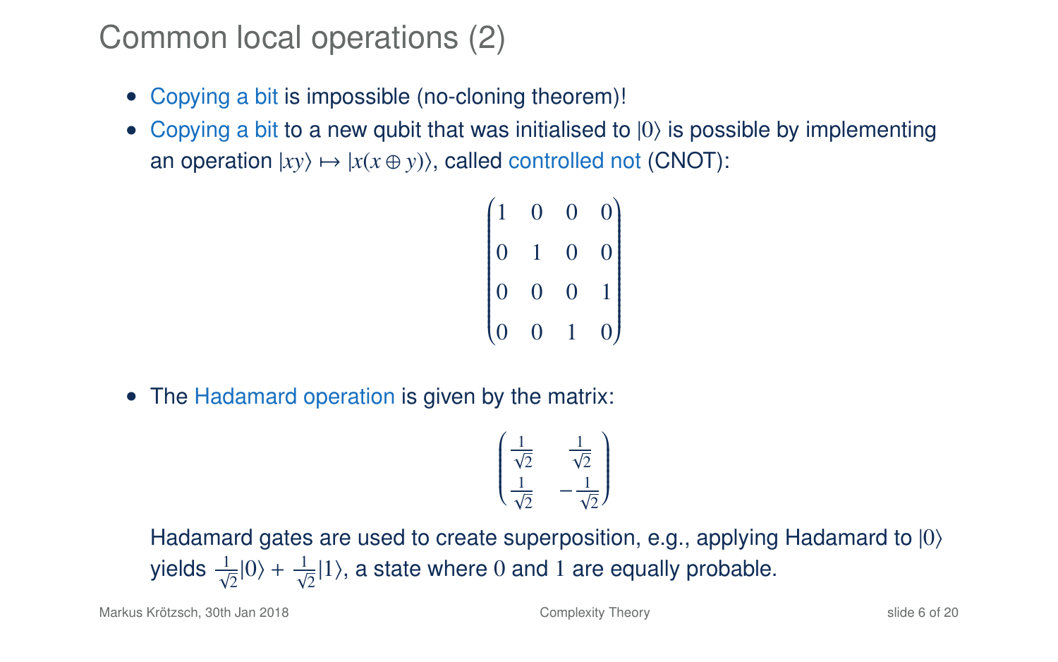# Common local operations (2)

- Copying a bit is impossible (no-cloning theorem)!
- Copying a bit to a new qubit that was initialised to $|0\rangle$ is possible by implementing an operation $|xy\rangle \mapsto |x(x \oplus y)\rangle$, called controlled not (CNOT):

$$\begin{pmatrix} 1 & 0 & 0 & 0 \\ 0 & 1 & 0 & 0 \\ 0 & 0 & 0 & 1 \\ 0 & 0 & 1 & 0 \end{pmatrix}$$

- The Hadamard operation is given by the matrix:

$$\begin{pmatrix} \frac{1}{\sqrt{2}} & \frac{1}{\sqrt{2}} \\ \frac{1}{\sqrt{2}} & -\frac{1}{\sqrt{2}} \end{pmatrix}$$

  Hadamard gates are used to create superposition, e.g., applying Hadamard to $|0\rangle$ yields $\frac{1}{\sqrt{2}}|0\rangle + \frac{1}{\sqrt{2}}|1\rangle$, a state where $0$ and $1$ are equally probable.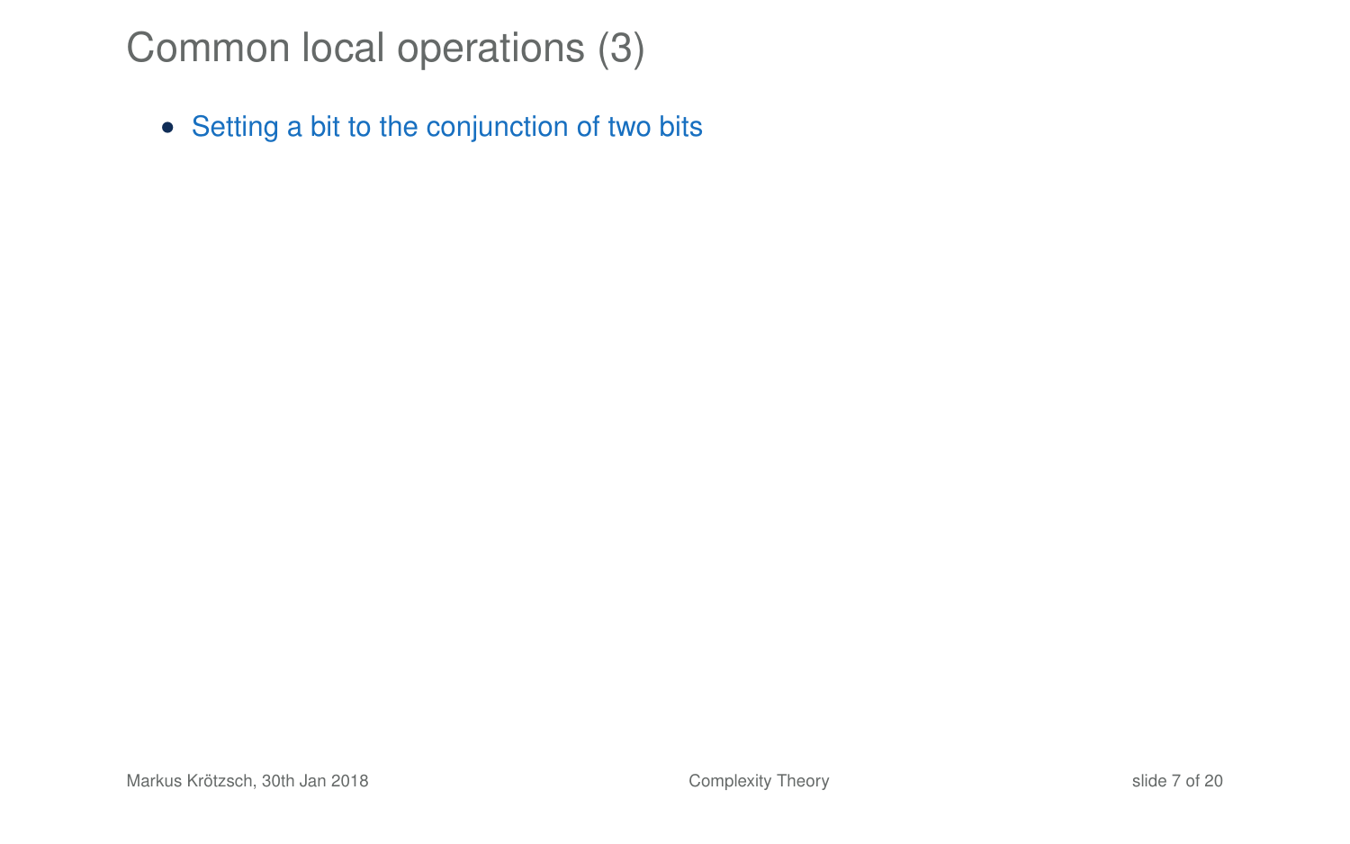# Common local operations (3)

- Setting a bit to the conjunction of two bits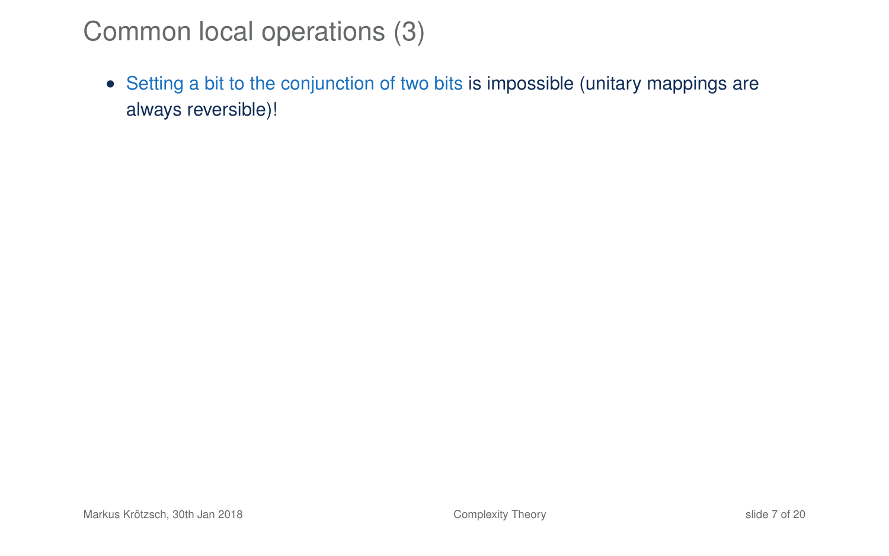# Common local operations (3)

- Setting a bit to the conjunction of two bits is impossible (unitary mappings are always reversible)!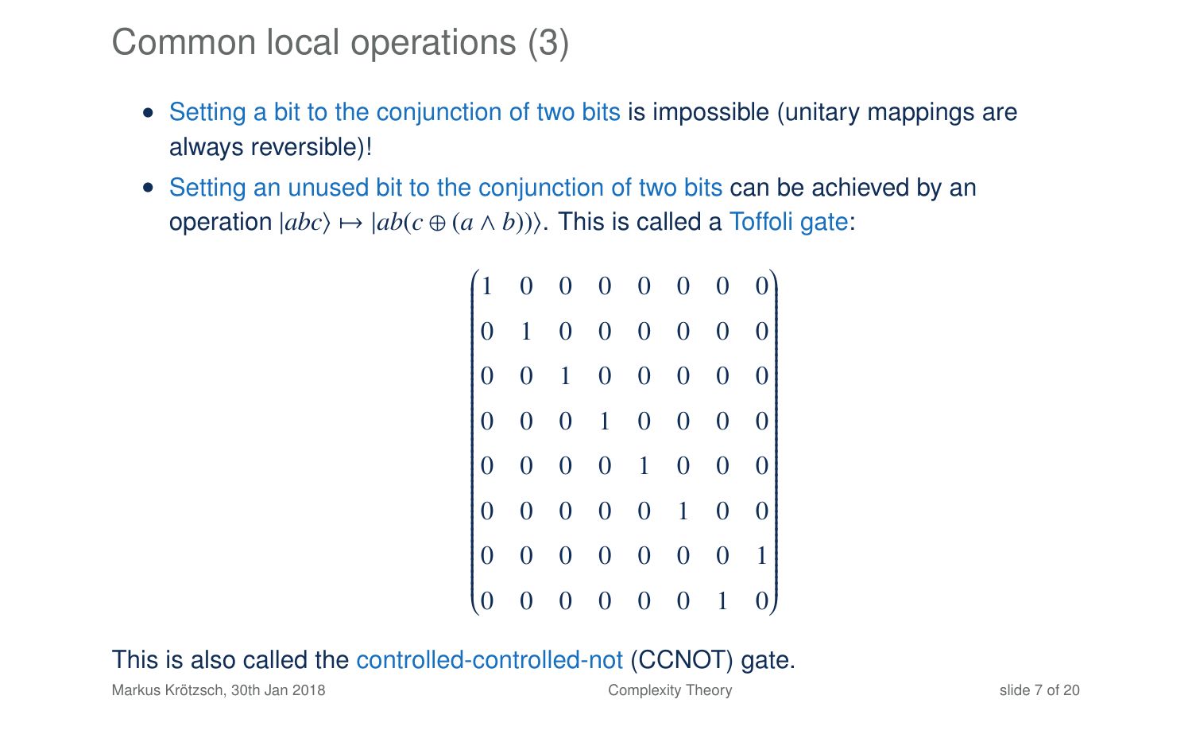# Common local operations (3)

- Setting a bit to the conjunction of two bits is impossible (unitary mappings are always reversible)!
- Setting an unused bit to the conjunction of two bits can be achieved by an operation $|abc\rangle \mapsto |ab(c \oplus (a \wedge b))\rangle$. This is called a Toffoli gate:

$$
\begin{pmatrix}
1 & 0 & 0 & 0 & 0 & 0 & 0 & 0 \\
0 & 1 & 0 & 0 & 0 & 0 & 0 & 0 \\
0 & 0 & 1 & 0 & 0 & 0 & 0 & 0 \\
0 & 0 & 0 & 1 & 0 & 0 & 0 & 0 \\
0 & 0 & 0 & 0 & 1 & 0 & 0 & 0 \\
0 & 0 & 0 & 0 & 0 & 1 & 0 & 0 \\
0 & 0 & 0 & 0 & 0 & 0 & 0 & 1 \\
0 & 0 & 0 & 0 & 0 & 0 & 1 & 0
\end{pmatrix}
$$

This is also called the controlled-controlled-not (CCNOT) gate.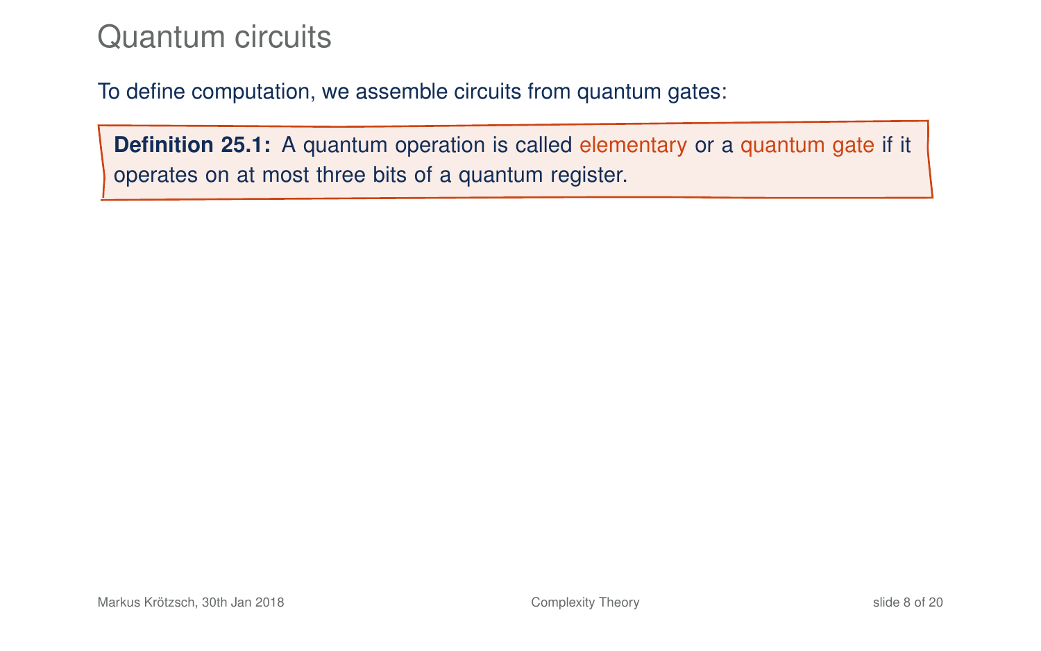# Quantum circuits

To define computation, we assemble circuits from quantum gates:

**Definition 25.1:** A quantum operation is called elementary or a quantum gate if it operates on at most three bits of a quantum register.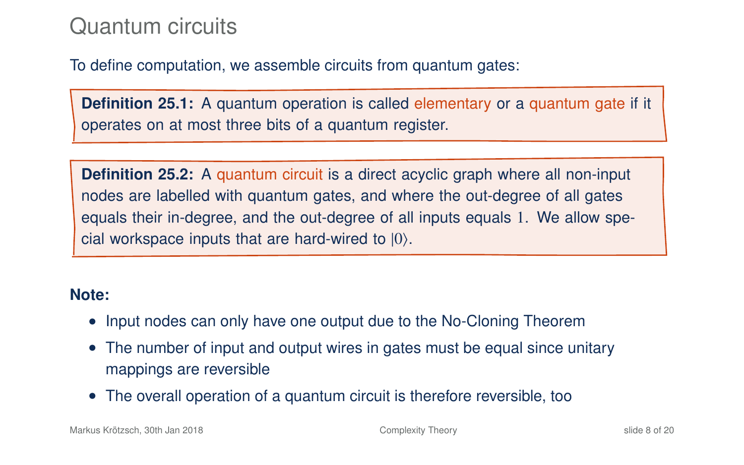# Quantum circuits

To define computation, we assemble circuits from quantum gates:

**Definition 25.1:** A quantum operation is called elementary or a quantum gate if it operates on at most three bits of a quantum register.

**Definition 25.2:** A quantum circuit is a direct acyclic graph where all non-input nodes are labelled with quantum gates, and where the out-degree of all gates equals their in-degree, and the out-degree of all inputs equals $1$. We allow special workspace inputs that are hard-wired to $|0\rangle$.

**Note:**

- Input nodes can only have one output due to the No-Cloning Theorem
- The number of input and output wires in gates must be equal since unitary mappings are reversible
- The overall operation of a quantum circuit is therefore reversible, too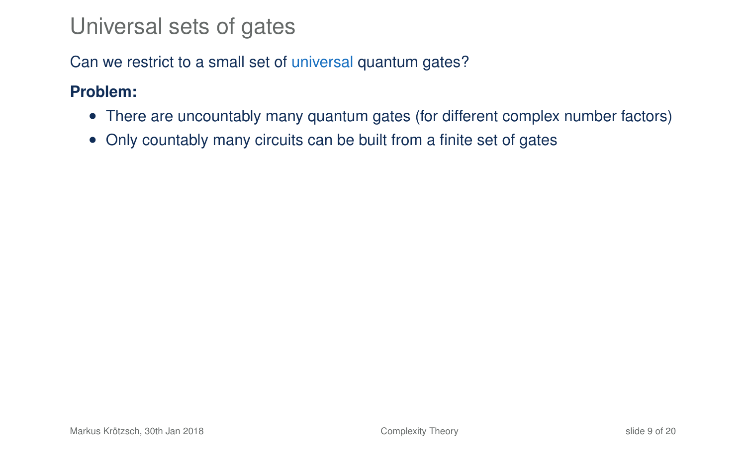# Universal sets of gates

Can we restrict to a small set of universal quantum gates?

**Problem:**

- There are uncountably many quantum gates (for different complex number factors)
- Only countably many circuits can be built from a finite set of gates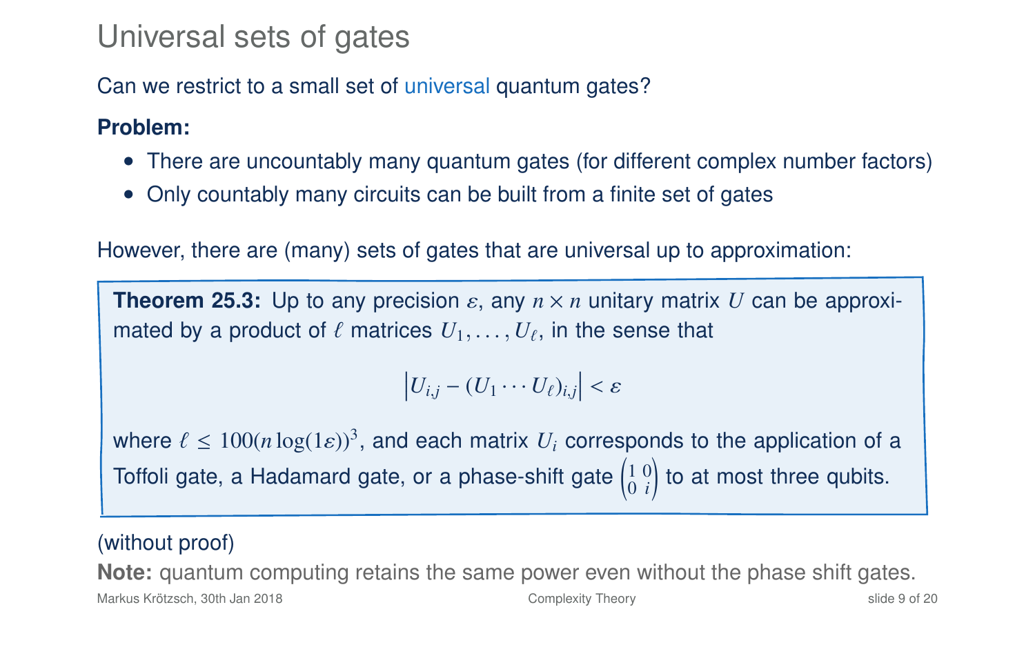# Universal sets of gates

Can we restrict to a small set of universal quantum gates?

**Problem:**

- There are uncountably many quantum gates (for different complex number factors)
- Only countably many circuits can be built from a finite set of gates

However, there are (many) sets of gates that are universal up to approximation:

**Theorem 25.3:** Up to any precision $\varepsilon$, any $n \times n$ unitary matrix $U$ can be approximated by a product of $\ell$ matrices $U_1, \ldots, U_\ell$, in the sense that

$$\left| U_{i,j} - (U_1 \cdots U_\ell)_{i,j} \right| < \varepsilon$$

where $\ell \leq 100(n \log(1\varepsilon))^3$, and each matrix $U_i$ corresponds to the application of a Toffoli gate, a Hadamard gate, or a phase-shift gate $\begin{pmatrix} 1 & 0 \\ 0 & i \end{pmatrix}$ to at most three qubits.

(without proof)

**Note:** quantum computing retains the same power even without the phase shift gates.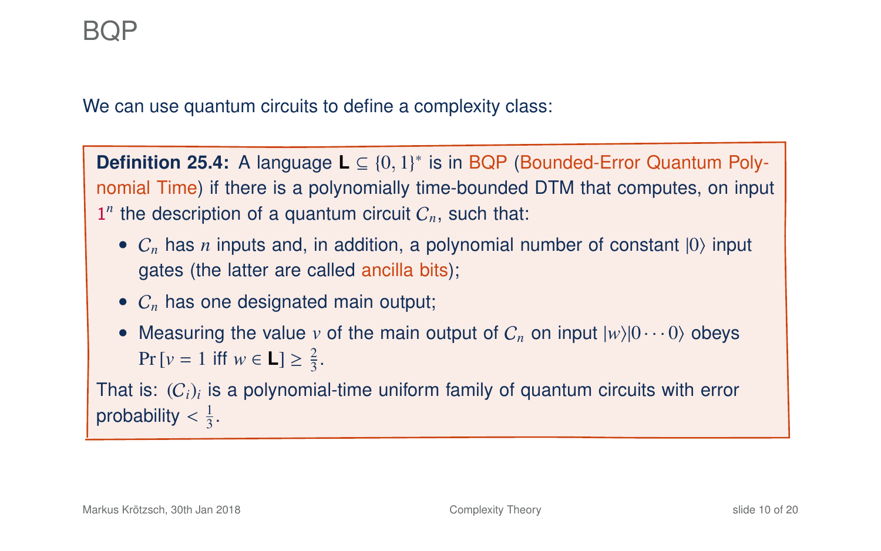# BQP

We can use quantum circuits to define a complexity class:

**Definition 25.4:** A language $\mathbf{L} \subseteq \{0,1\}^*$ is in BQP (Bounded-Error Quantum Polynomial Time) if there is a polynomially time-bounded DTM that computes, on input $1^n$ the description of a quantum circuit $C_n$, such that:

- $C_n$ has $n$ inputs and, in addition, a polynomial number of constant $|0\rangle$ input gates (the latter are called ancilla bits);
- $C_n$ has one designated main output;
- Measuring the value $v$ of the main output of $C_n$ on input $|w\rangle|0\cdots0\rangle$ obeys $\Pr[v = 1 \text{ iff } w \in \mathbf{L}] \geq \frac{2}{3}$.

That is: $(C_i)_i$ is a polynomial-time uniform family of quantum circuits with error probability $< \frac{1}{3}$.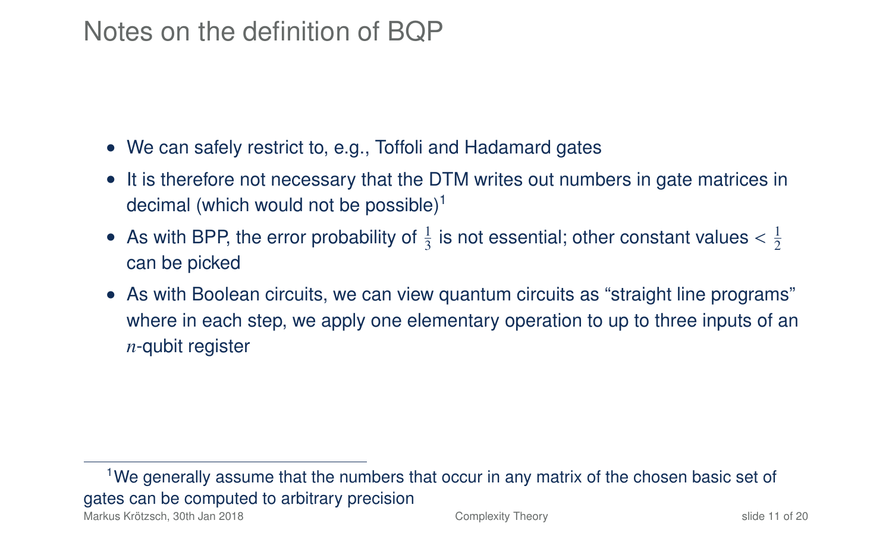# Notes on the definition of BQP

- We can safely restrict to, e.g., Toffoli and Hadamard gates
- It is therefore not necessary that the DTM writes out numbers in gate matrices in decimal (which would not be possible)[1]
- As with BPP, the error probability of $\frac{1}{3}$ is not essential; other constant values $< \frac{1}{2}$ can be picked
- As with Boolean circuits, we can view quantum circuits as "straight line programs" where in each step, we apply one elementary operation to up to three inputs of an $n$-qubit register

[1] We generally assume that the numbers that occur in any matrix of the chosen basic set of gates can be computed to arbitrary precision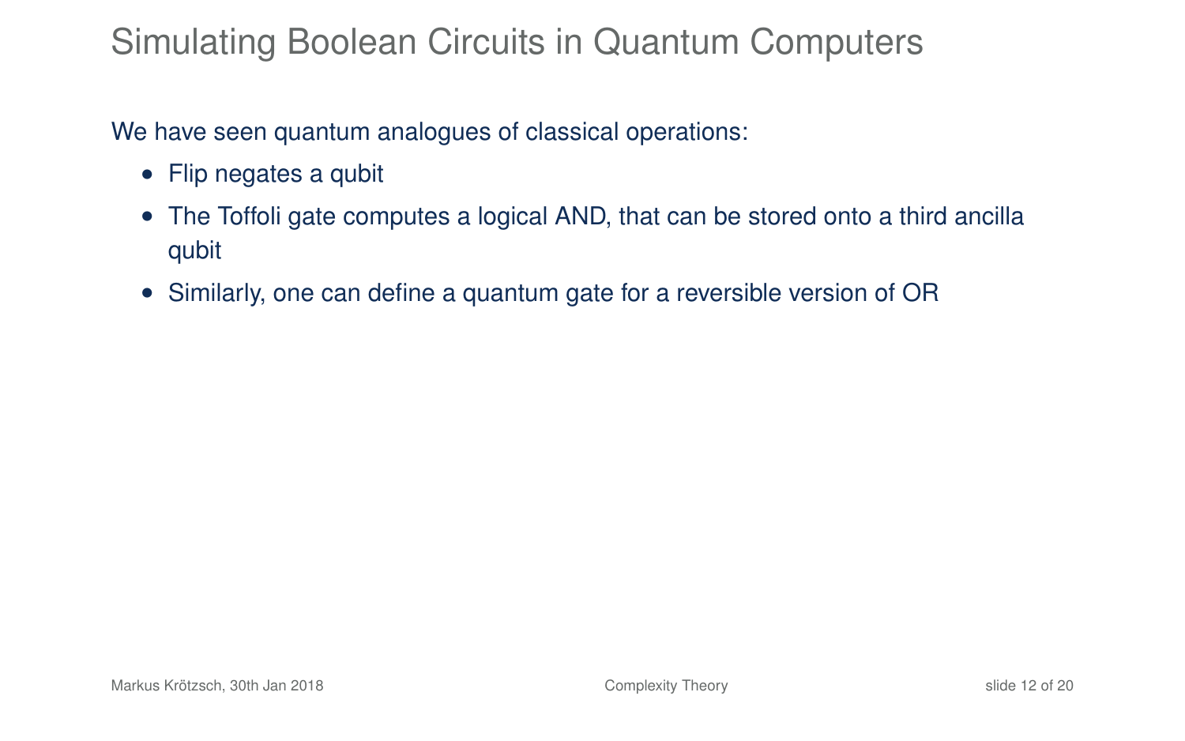# Simulating Boolean Circuits in Quantum Computers

We have seen quantum analogues of classical operations:

- Flip negates a qubit
- The Toffoli gate computes a logical AND, that can be stored onto a third ancilla qubit
- Similarly, one can define a quantum gate for a reversible version of OR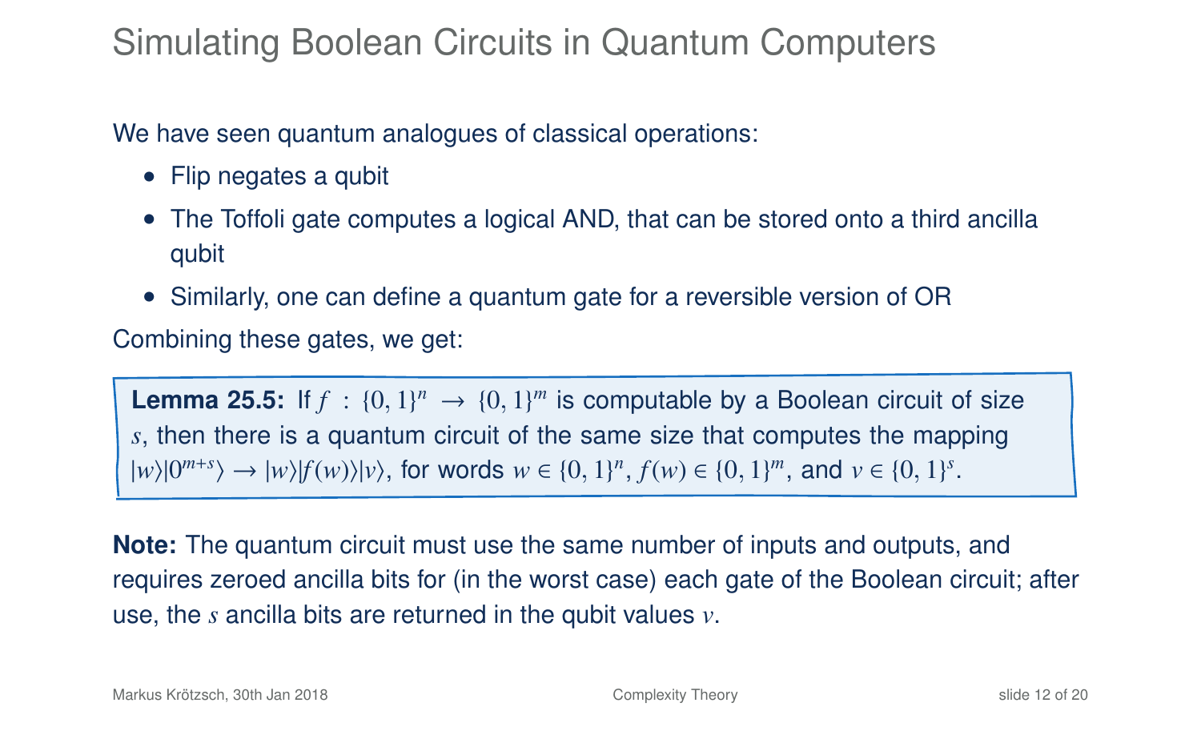# Simulating Boolean Circuits in Quantum Computers

We have seen quantum analogues of classical operations:

- Flip negates a qubit
- The Toffoli gate computes a logical AND, that can be stored onto a third ancilla qubit
- Similarly, one can define a quantum gate for a reversible version of OR

Combining these gates, we get:

> **Lemma 25.5:** If $f : \{0,1\}^n \to \{0,1\}^m$ is computable by a Boolean circuit of size $s$, then there is a quantum circuit of the same size that computes the mapping $|w\rangle|0^{m+s}\rangle \to |w\rangle|f(w)\rangle|v\rangle$, for words $w \in \{0,1\}^n$, $f(w) \in \{0,1\}^m$, and $v \in \{0,1\}^s$.

**Note:** The quantum circuit must use the same number of inputs and outputs, and requires zeroed ancilla bits for (in the worst case) each gate of the Boolean circuit; after use, the $s$ ancilla bits are returned in the qubit values $v$.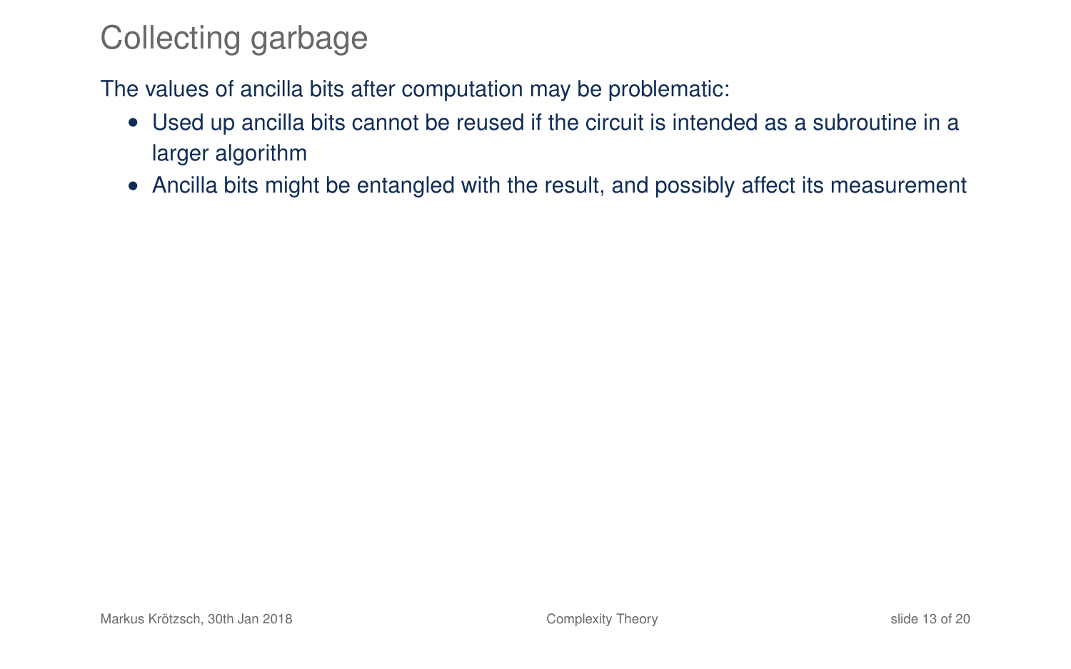# Collecting garbage

The values of ancilla bits after computation may be problematic:

- Used up ancilla bits cannot be reused if the circuit is intended as a subroutine in a larger algorithm
- Ancilla bits might be entangled with the result, and possibly affect its measurement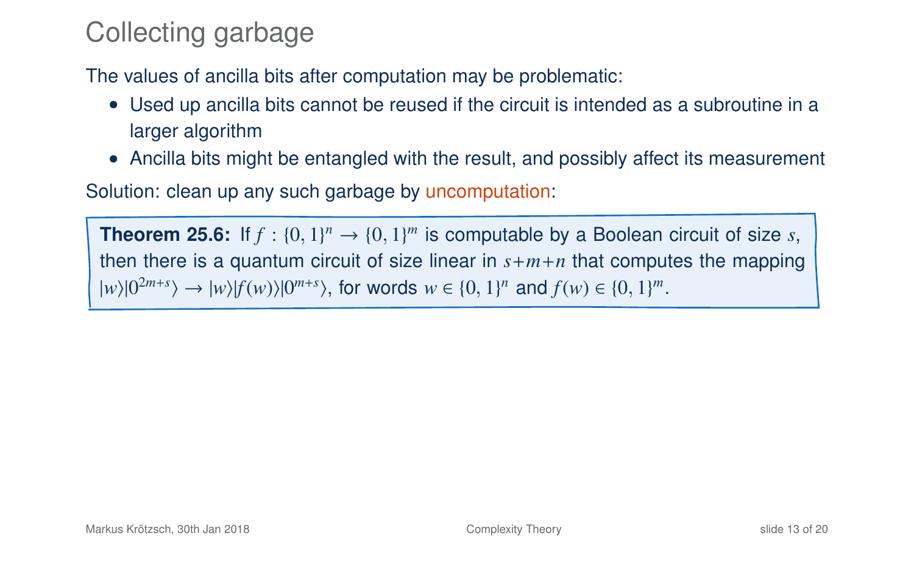# Collecting garbage

The values of ancilla bits after computation may be problematic:

- Used up ancilla bits cannot be reused if the circuit is intended as a subroutine in a larger algorithm
- Ancilla bits might be entangled with the result, and possibly affect its measurement

Solution: clean up any such garbage by uncomputation:

**Theorem 25.6:** If $f : \{0,1\}^n \to \{0,1\}^m$ is computable by a Boolean circuit of size $s$, then there is a quantum circuit of size linear in $s+m+n$ that computes the mapping $|w\rangle|0^{2m+s}\rangle \to |w\rangle|f(w)\rangle|0^{m+s}\rangle$, for words $w \in \{0,1\}^n$ and $f(w) \in \{0,1\}^m$.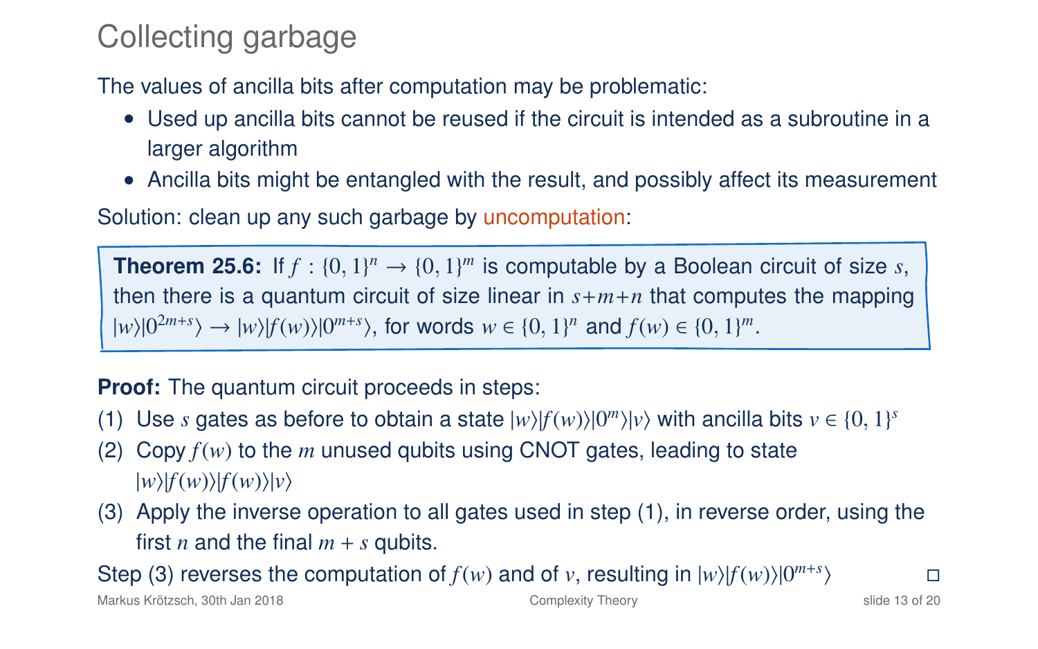# Collecting garbage

The values of ancilla bits after computation may be problematic:

- Used up ancilla bits cannot be reused if the circuit is intended as a subroutine in a larger algorithm
- Ancilla bits might be entangled with the result, and possibly affect its measurement

Solution: clean up any such garbage by uncomputation:

> **Theorem 25.6:** If $f : \{0,1\}^n \to \{0,1\}^m$ is computable by a Boolean circuit of size $s$, then there is a quantum circuit of size linear in $s+m+n$ that computes the mapping $|w\rangle|0^{2m+s}\rangle \to |w\rangle|f(w)\rangle|0^{m+s}\rangle$, for words $w \in \{0,1\}^n$ and $f(w) \in \{0,1\}^m$.

**Proof:** The quantum circuit proceeds in steps:

(1) Use $s$ gates as before to obtain a state $|w\rangle|f(w)\rangle|0^m\rangle|v\rangle$ with ancilla bits $v \in \{0,1\}^s$

(2) Copy $f(w)$ to the $m$ unused qubits using CNOT gates, leading to state $|w\rangle|f(w)\rangle|f(w)\rangle|v\rangle$

(3) Apply the inverse operation to all gates used in step (1), in reverse order, using the first $n$ and the final $m+s$ qubits.

Step (3) reverses the computation of $f(w)$ and of $v$, resulting in $|w\rangle|f(w)\rangle|0^{m+s}\rangle$ □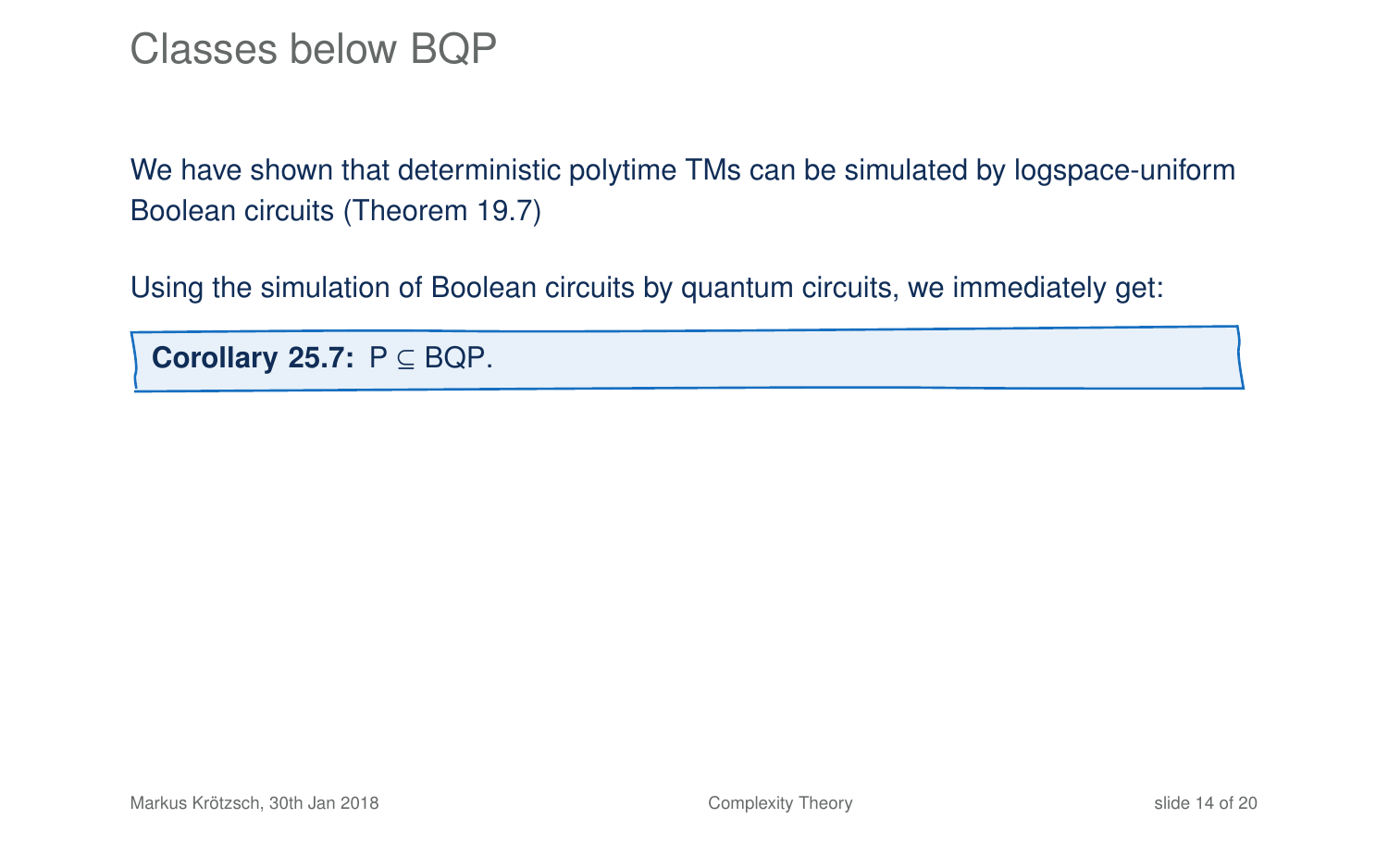# Classes below BQP

We have shown that deterministic polytime TMs can be simulated by logspace-uniform Boolean circuits (Theorem 19.7)

Using the simulation of Boolean circuits by quantum circuits, we immediately get:

**Corollary 25.7:** $\mathsf{P} \subseteq \mathsf{BQP}$.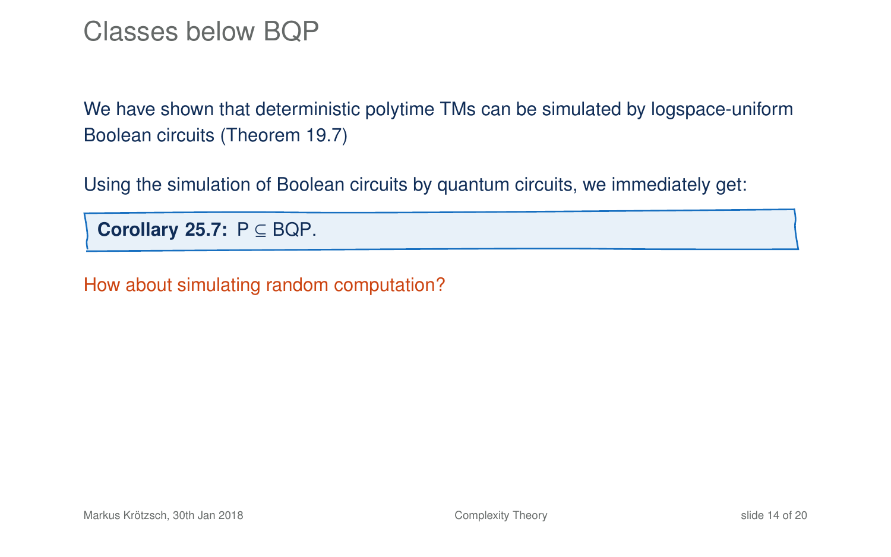# Classes below BQP

We have shown that deterministic polytime TMs can be simulated by logspace-uniform Boolean circuits (Theorem 19.7)

Using the simulation of Boolean circuits by quantum circuits, we immediately get:

**Corollary 25.7:** $\mathsf{P} \subseteq \mathsf{BQP}$.

How about simulating random computation?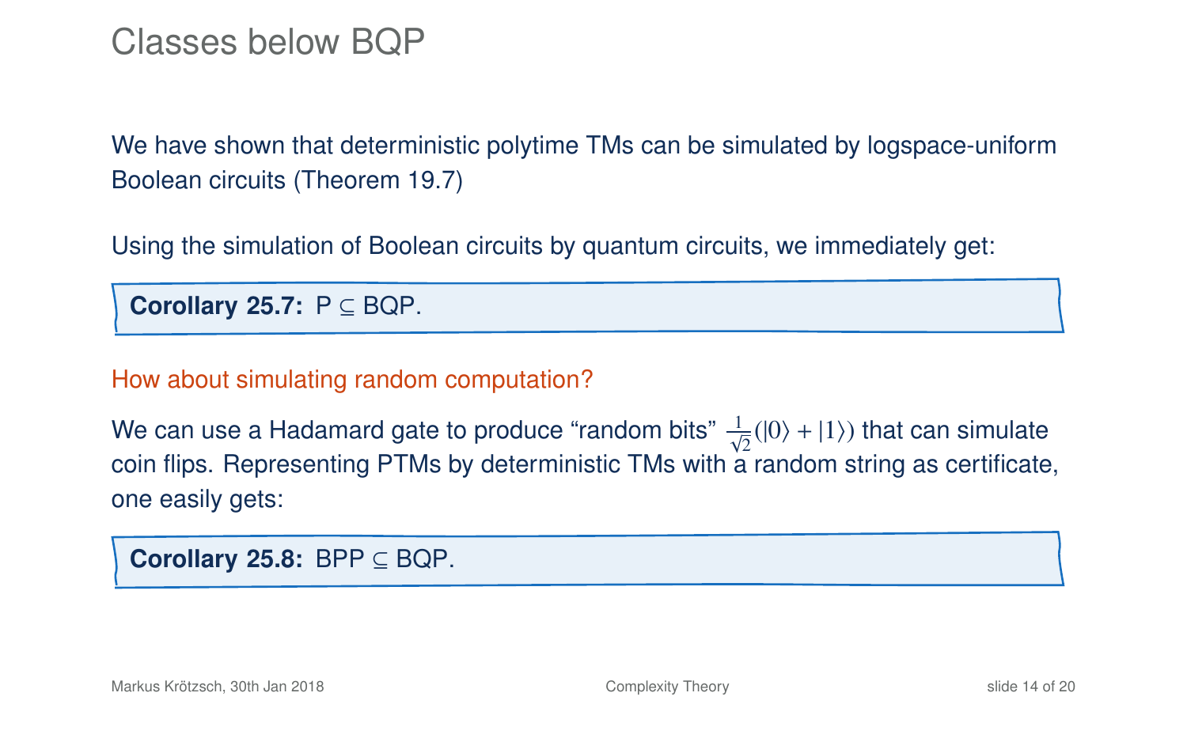# Classes below BQP

We have shown that deterministic polytime TMs can be simulated by logspace-uniform Boolean circuits (Theorem 19.7)

Using the simulation of Boolean circuits by quantum circuits, we immediately get:

**Corollary 25.7:** P ⊆ BQP.

How about simulating random computation?

We can use a Hadamard gate to produce "random bits" $\frac{1}{\sqrt{2}}(|0\rangle + |1\rangle)$ that can simulate coin flips. Representing PTMs by deterministic TMs with a random string as certificate, one easily gets:

**Corollary 25.8:** BPP ⊆ BQP.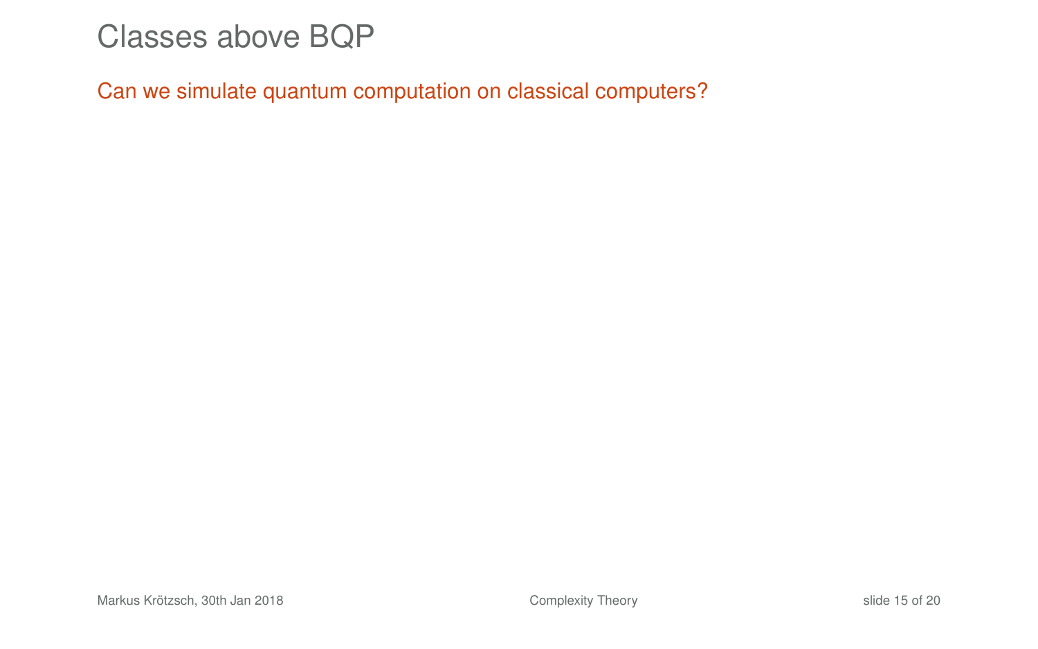# Classes above BQP

Can we simulate quantum computation on classical computers?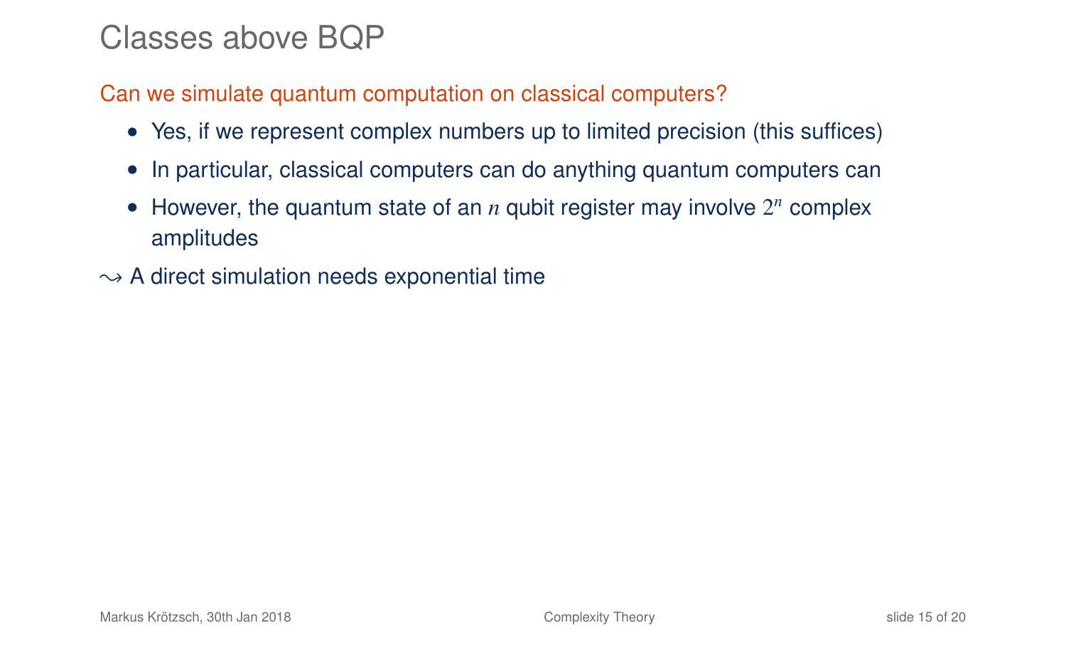# Classes above BQP

Can we simulate quantum computation on classical computers?

- Yes, if we represent complex numbers up to limited precision (this suffices)
- In particular, classical computers can do anything quantum computers can
- However, the quantum state of an $n$ qubit register may involve $2^n$ complex amplitudes

$\leadsto$ A direct simulation needs exponential time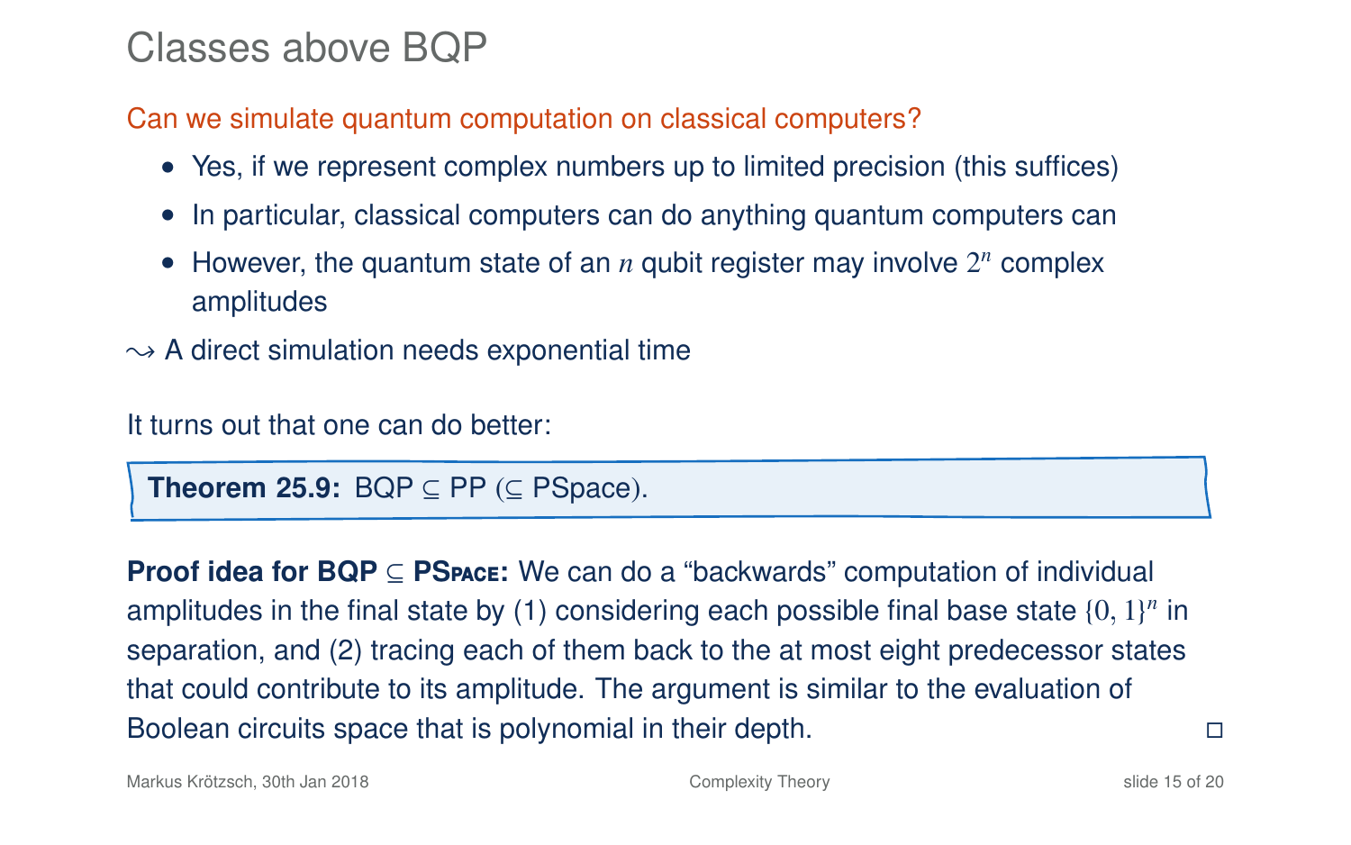# Classes above BQP

Can we simulate quantum computation on classical computers?

- Yes, if we represent complex numbers up to limited precision (this suffices)
- In particular, classical computers can do anything quantum computers can
- However, the quantum state of an $n$ qubit register may involve $2^n$ complex amplitudes

$\leadsto$ A direct simulation needs exponential time

It turns out that one can do better:

**Theorem 25.9:** BQP $\subseteq$ PP ($\subseteq$ PSpace).

**Proof idea for BQP $\subseteq$ PSpace:** We can do a "backwards" computation of individual amplitudes in the final state by (1) considering each possible final base state $\{0, 1\}^n$ in separation, and (2) tracing each of them back to the at most eight predecessor states that could contribute to its amplitude. The argument is similar to the evaluation of Boolean circuits space that is polynomial in their depth. □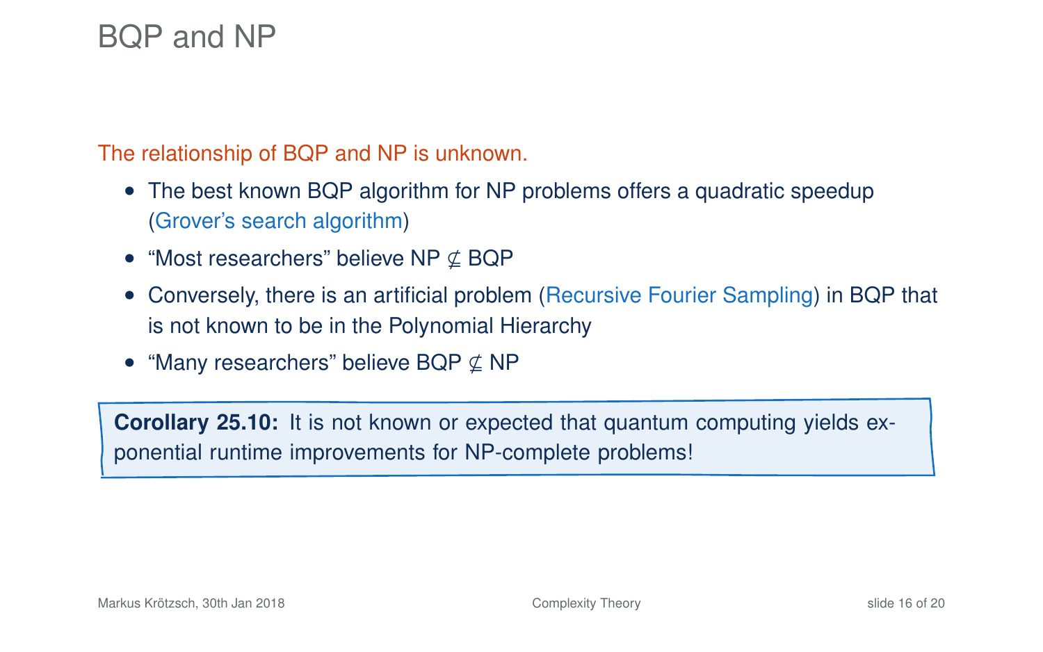# BQP and NP

The relationship of BQP and NP is unknown.

- The best known BQP algorithm for NP problems offers a quadratic speedup (Grover's search algorithm)
- "Most researchers" believe NP $\not\subseteq$ BQP
- Conversely, there is an artificial problem (Recursive Fourier Sampling) in BQP that is not known to be in the Polynomial Hierarchy
- "Many researchers" believe BQP $\not\subseteq$ NP

**Corollary 25.10:** It is not known or expected that quantum computing yields exponential runtime improvements for NP-complete problems!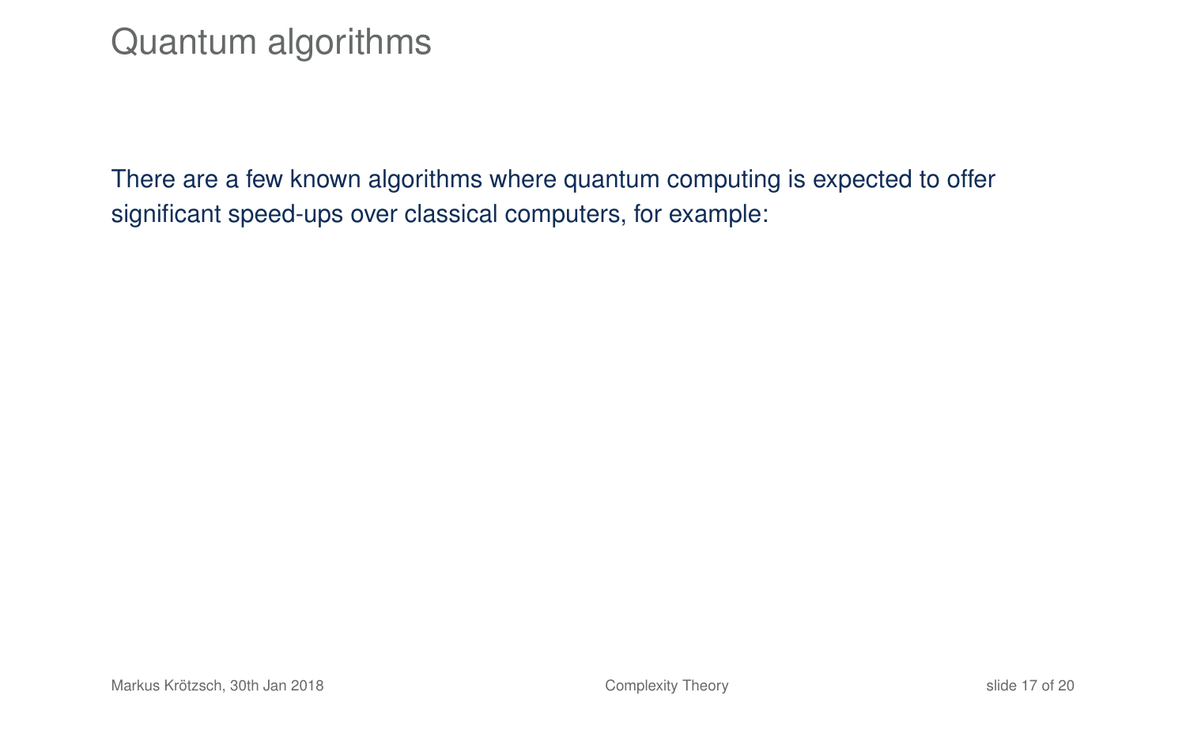# Quantum algorithms

There are a few known algorithms where quantum computing is expected to offer significant speed-ups over classical computers, for example: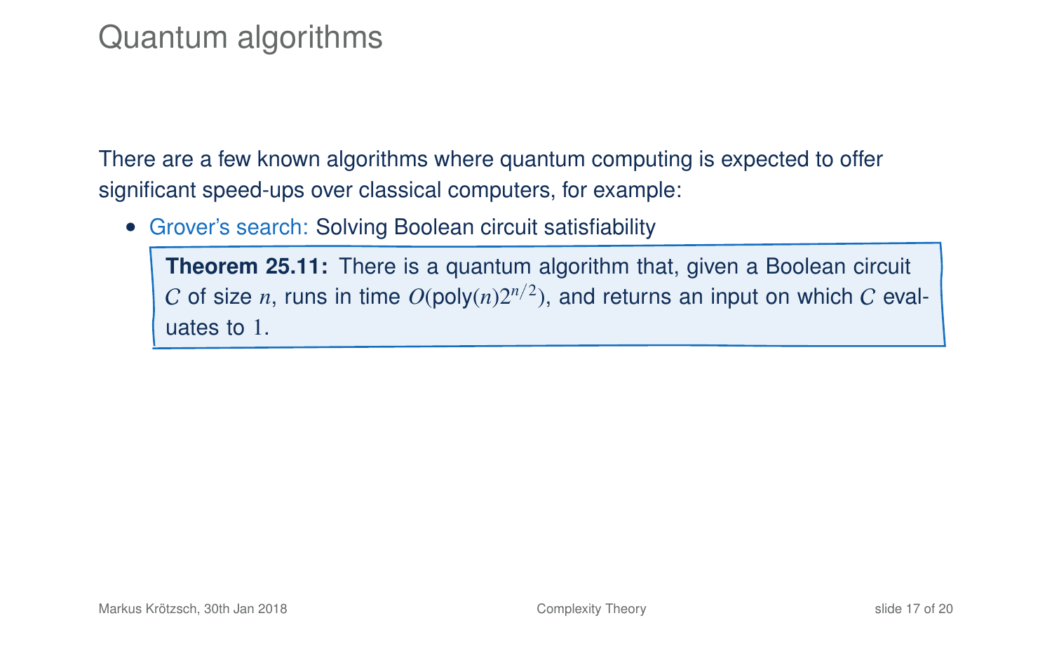# Quantum algorithms

There are a few known algorithms where quantum computing is expected to offer significant speed-ups over classical computers, for example:

- Grover's search: Solving Boolean circuit satisfiability

> **Theorem 25.11:** There is a quantum algorithm that, given a Boolean circuit $C$ of size $n$, runs in time $O(\text{poly}(n)2^{n/2})$, and returns an input on which $C$ evaluates to $1$.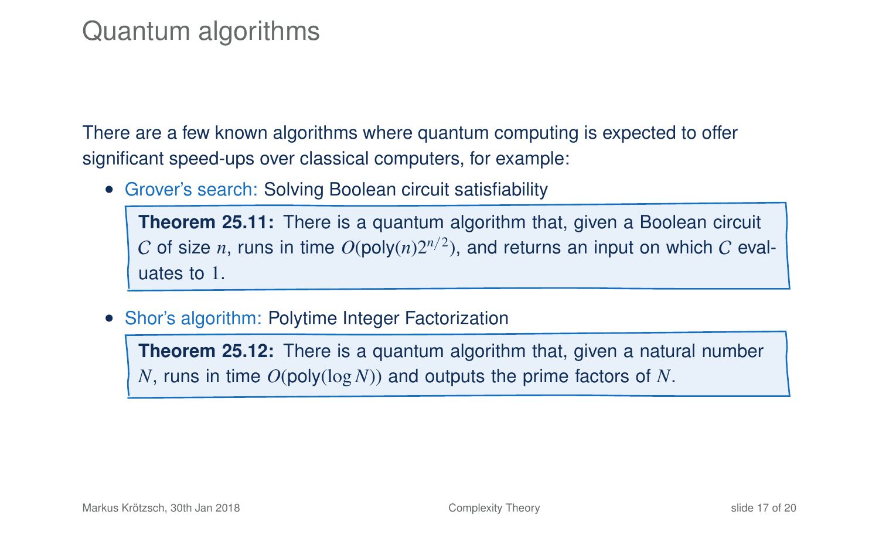# Quantum algorithms

There are a few known algorithms where quantum computing is expected to offer significant speed-ups over classical computers, for example:

- Grover's search: Solving Boolean circuit satisfiability

  > **Theorem 25.11:** There is a quantum algorithm that, given a Boolean circuit $C$ of size $n$, runs in time $O(\text{poly}(n)2^{n/2})$, and returns an input on which $C$ evaluates to $1$.

- Shor's algorithm: Polytime Integer Factorization

  > **Theorem 25.12:** There is a quantum algorithm that, given a natural number $N$, runs in time $O(\text{poly}(\log N))$ and outputs the prime factors of $N$.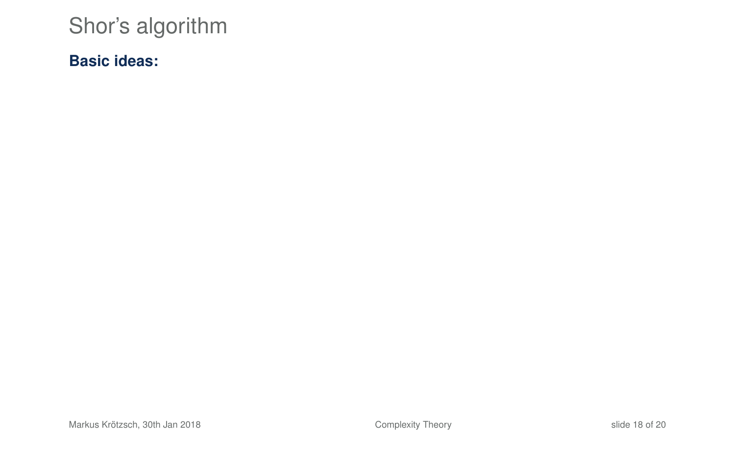# Shor's algorithm

**Basic ideas:**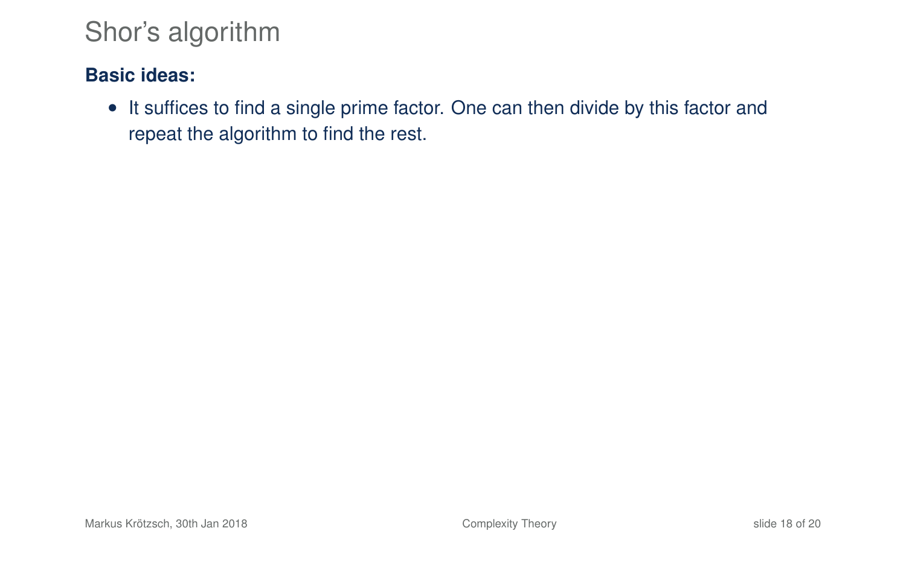# Shor's algorithm

**Basic ideas:**

- It suffices to find a single prime factor. One can then divide by this factor and repeat the algorithm to find the rest.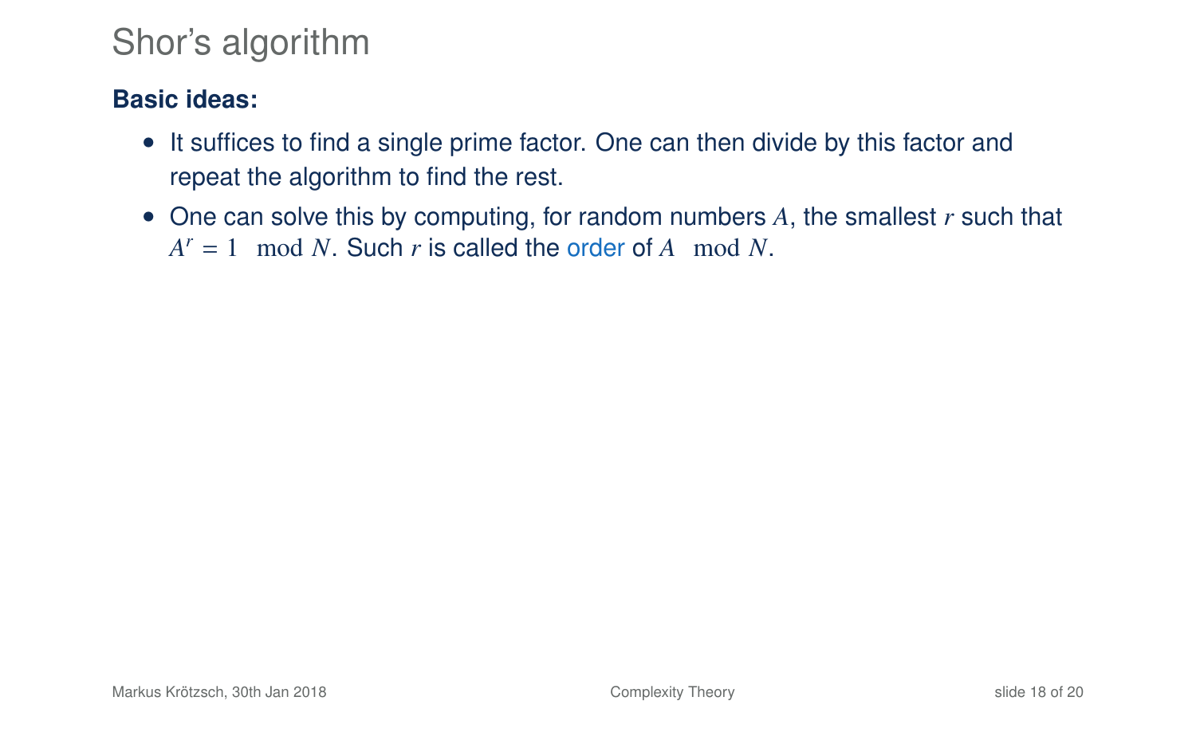# Shor's algorithm

**Basic ideas:**

- It suffices to find a single prime factor. One can then divide by this factor and repeat the algorithm to find the rest.
- One can solve this by computing, for random numbers $A$, the smallest $r$ such that $A^r = 1 \mod N$. Such $r$ is called the order of $A \mod N$.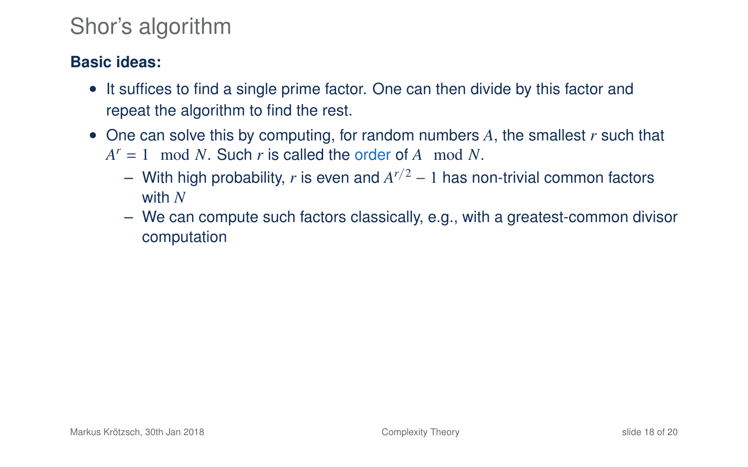# Shor's algorithm

**Basic ideas:**

- It suffices to find a single prime factor. One can then divide by this factor and repeat the algorithm to find the rest.
- One can solve this by computing, for random numbers $A$, the smallest $r$ such that $A^r = 1 \mod N$. Such $r$ is called the order of $A \mod N$.
  - With high probability, $r$ is even and $A^{r/2} - 1$ has non-trivial common factors with $N$
  - We can compute such factors classically, e.g., with a greatest-common divisor computation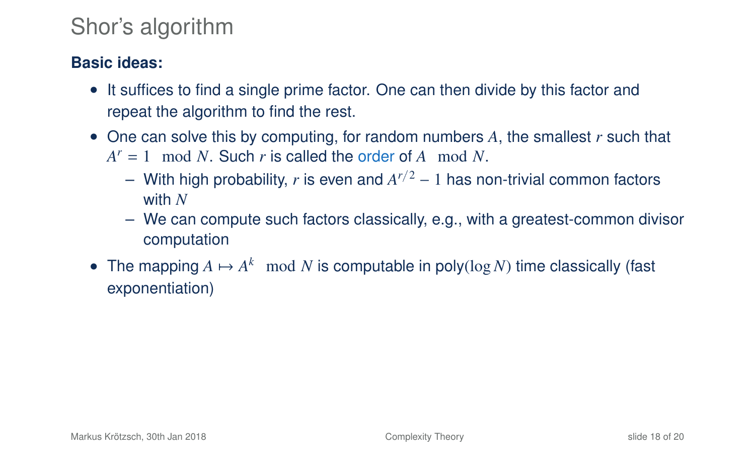# Shor's algorithm

**Basic ideas:**

- It suffices to find a single prime factor. One can then divide by this factor and repeat the algorithm to find the rest.
- One can solve this by computing, for random numbers $A$, the smallest $r$ such that $A^r = 1 \mod N$. Such $r$ is called the order of $A \mod N$.
  - With high probability, $r$ is even and $A^{r/2} - 1$ has non-trivial common factors with $N$
  - We can compute such factors classically, e.g., with a greatest-common divisor computation
- The mapping $A \mapsto A^k \mod N$ is computable in poly$(\log N)$ time classically (fast exponentiation)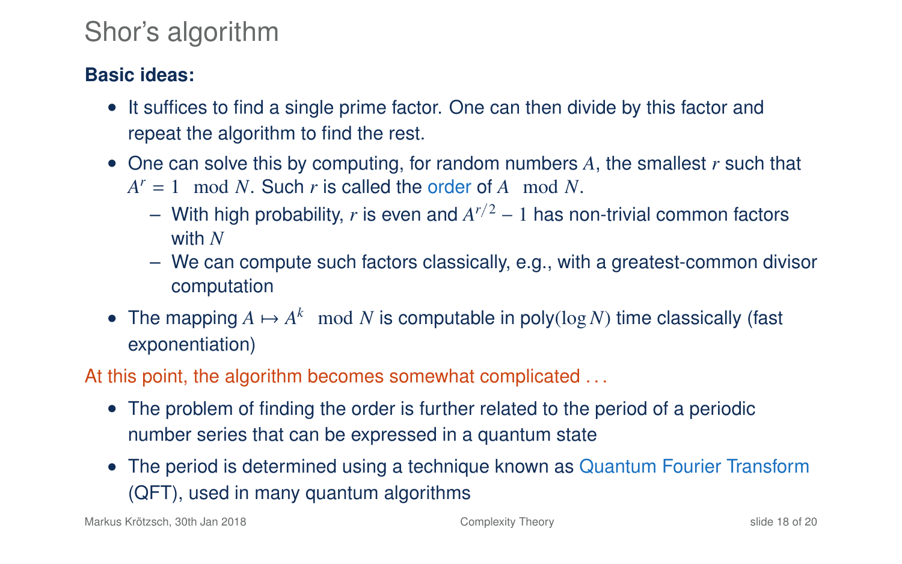# Shor's algorithm

**Basic ideas:**

- It suffices to find a single prime factor. One can then divide by this factor and repeat the algorithm to find the rest.
- One can solve this by computing, for random numbers $A$, the smallest $r$ such that $A^r = 1 \mod N$. Such $r$ is called the order of $A \mod N$.
  - With high probability, $r$ is even and $A^{r/2} - 1$ has non-trivial common factors with $N$
  - We can compute such factors classically, e.g., with a greatest-common divisor computation
- The mapping $A \mapsto A^k \mod N$ is computable in poly$(\log N)$ time classically (fast exponentiation)

At this point, the algorithm becomes somewhat complicated ...

- The problem of finding the order is further related to the period of a periodic number series that can be expressed in a quantum state
- The period is determined using a technique known as Quantum Fourier Transform (QFT), used in many quantum algorithms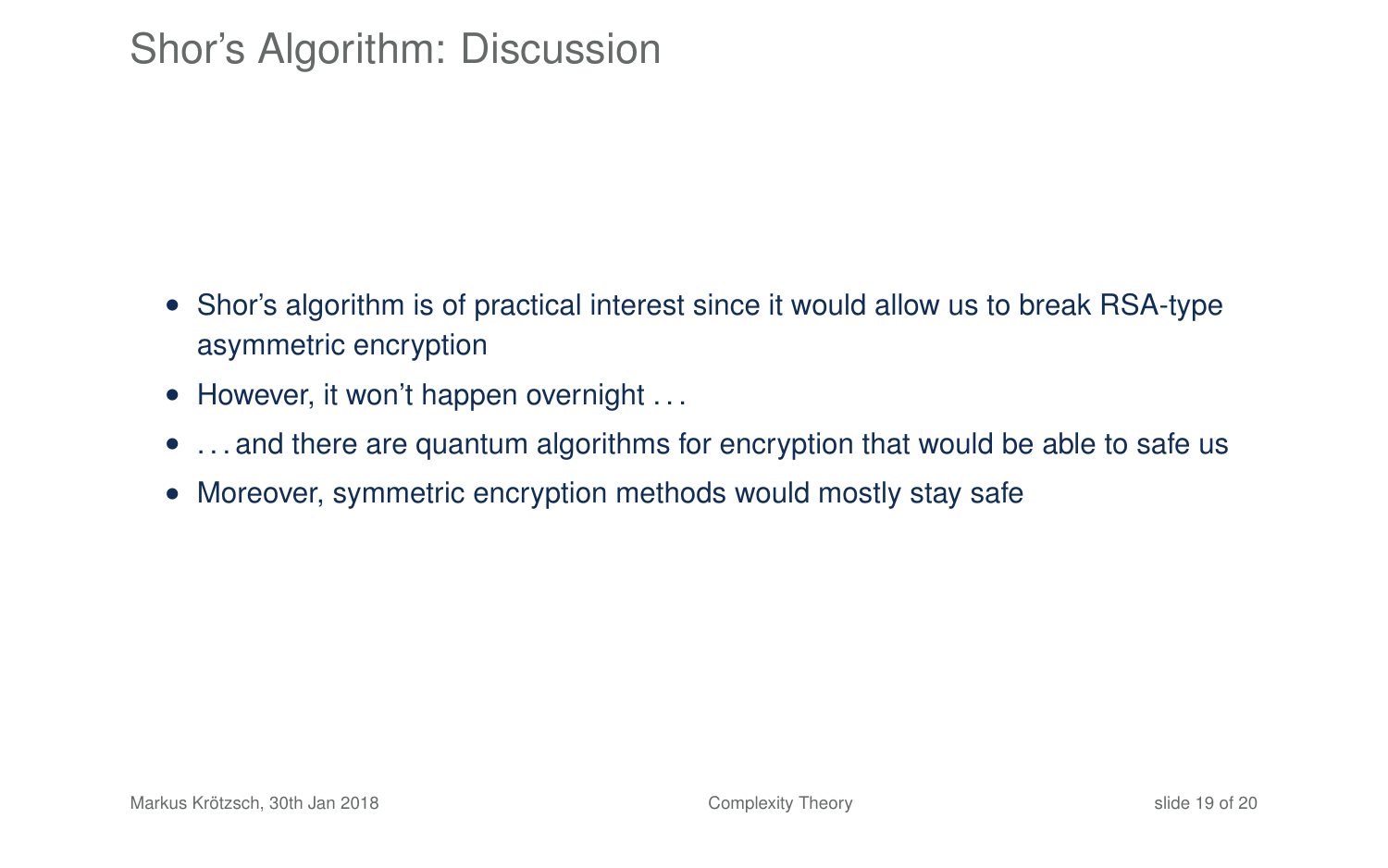# Shor's Algorithm: Discussion

- Shor's algorithm is of practical interest since it would allow us to break RSA-type asymmetric encryption
- However, it won't happen overnight . . .
- . . . and there are quantum algorithms for encryption that would be able to safe us
- Moreover, symmetric encryption methods would mostly stay safe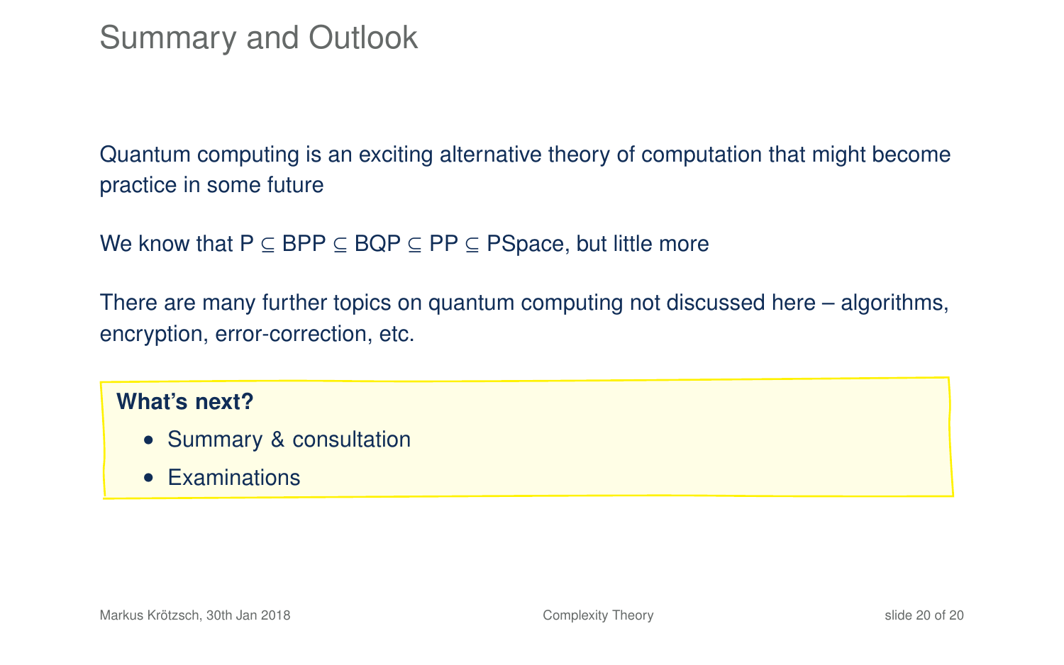# Summary and Outlook

Quantum computing is an exciting alternative theory of computation that might become practice in some future

We know that $\text{P} \subseteq \text{BPP} \subseteq \text{BQP} \subseteq \text{PP} \subseteq \text{PSpace}$, but little more

There are many further topics on quantum computing not discussed here – algorithms, encryption, error-correction, etc.

**What's next?**

- Summary & consultation
- Examinations